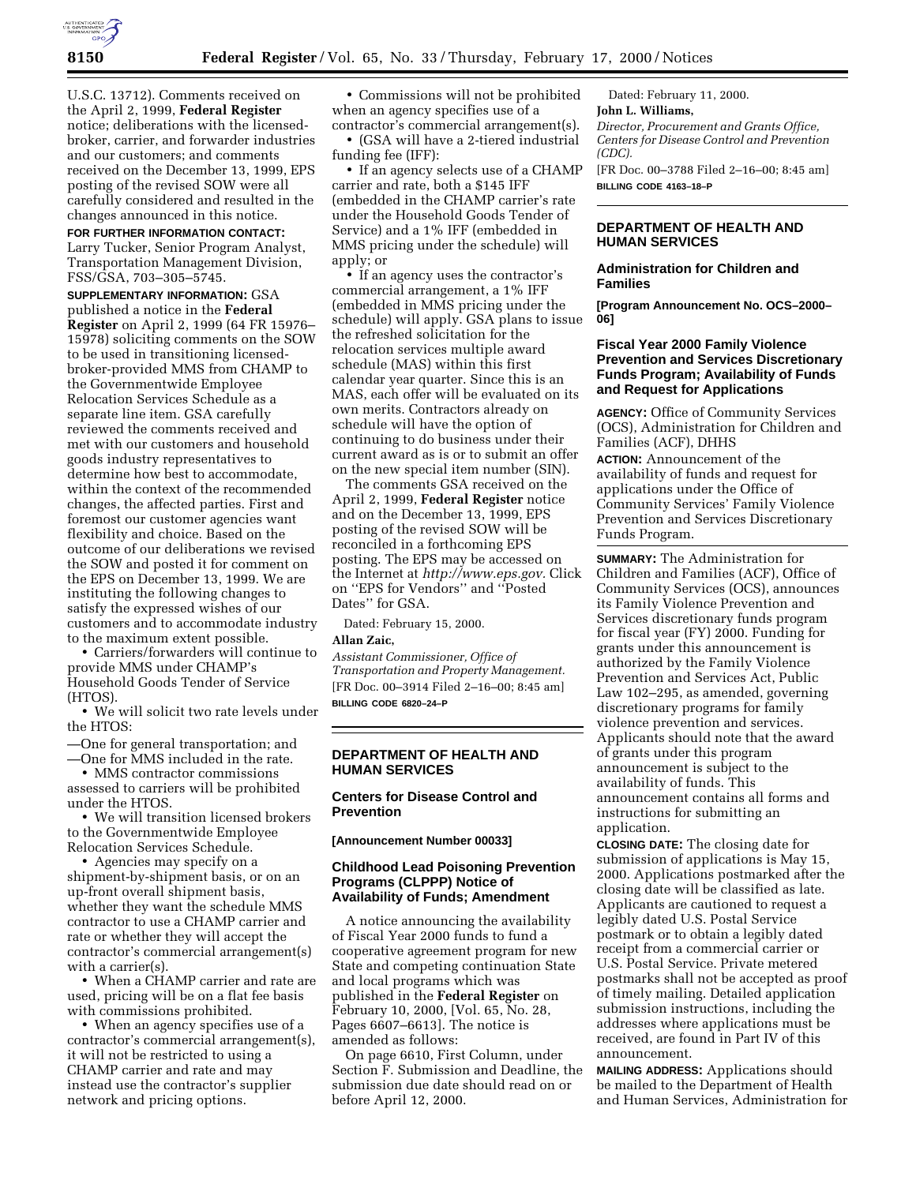U.S.C. 13712). Comments received on the April 2, 1999, **Federal Register** notice; deliberations with the licensed-broker, carrier, and forwarder industries and our customers; and comments received on the December 13, 1999, EPS posting of the revised SOW were all carefully considered and resulted in the changes announced in this notice.

**FOR FURTHER INFORMATION CONTACT:** Larry Tucker, Senior Program Analyst, Transportation Management Division, FSS/GSA, 703–305–5745.

**SUPPLEMENTARY INFORMATION:** GSA published a notice in the **Federal Register** on April 2, 1999 (64 FR 15976–15978) soliciting comments on the SOW to be used in transitioning licensed-broker-provided MMS from CHAMP to the Governmentwide Employee Relocation Services Schedule as a separate line item. GSA carefully reviewed the comments received and met with our customers and household goods industry representatives to determine how best to accommodate, within the context of the recommended changes, the affected parties. First and foremost our customer agencies want flexibility and choice. Based on the outcome of our deliberations we revised the SOW and posted it for comment on the EPS on December 13, 1999. We are instituting the following changes to satisfy the expressed wishes of our customers and to accommodate industry to the maximum extent possible.

- Carriers/forwarders will continue to provide MMS under CHAMP's Household Goods Tender of Service (HTOS).
- We will solicit two rate levels under the HTOS:
  - —One for general transportation; and
  - —One for MMS included in the rate.
- MMS contractor commissions assessed to carriers will be prohibited under the HTOS.
- We will transition licensed brokers to the Governmentwide Employee Relocation Services Schedule.
- Agencies may specify on a shipment-by-shipment basis, or on an up-front overall shipment basis, whether they want the schedule MMS contractor to use a CHAMP carrier and rate or whether they will accept the contractor's commercial arrangement(s) with a carrier(s).
- When a CHAMP carrier and rate are used, pricing will be on a flat fee basis with commissions prohibited.
- When an agency specifies use of a contractor's commercial arrangement(s), it will not be restricted to using a CHAMP carrier and rate and may instead use the contractor's supplier network and pricing options.
- Commissions will not be prohibited when an agency specifies use of a contractor's commercial arrangement(s).
- (GSA will have a 2-tiered industrial funding fee (IFF):
- If an agency selects use of a CHAMP carrier and rate, both a $145 IFF (embedded in the CHAMP carrier's rate under the Household Goods Tender of Service) and a 1% IFF (embedded in MMS pricing under the schedule) will apply; or
- If an agency uses the contractor's commercial arrangement, a 1% IFF (embedded in MMS pricing under the schedule) will apply. GSA plans to issue the refreshed solicitation for the relocation services multiple award schedule (MAS) within this first calendar year quarter. Since this is an MAS, each offer will be evaluated on its own merits. Contractors already on schedule will have the option of continuing to do business under their current award as is or to submit an offer on the new special item number (SIN).

The comments GSA received on the April 2, 1999, **Federal Register** notice and on the December 13, 1999, EPS posting of the revised SOW will be reconciled in a forthcoming EPS posting. The EPS may be accessed on the Internet at *http://www.eps.gov*. Click on ''EPS for Vendors'' and ''Posted Dates'' for GSA.

Dated: February 15, 2000.

**Allan Zaic,**

*Assistant Commissioner, Office of Transportation and Property Management.*

[FR Doc. 00–3914 Filed 2–16–00; 8:45 am]

**BILLING CODE 6820–24–P**

---

## DEPARTMENT OF HEALTH AND HUMAN SERVICES

### Centers for Disease Control and Prevention

**[Announcement Number 00033]**

### Childhood Lead Poisoning Prevention Programs (CLPPP) Notice of Availability of Funds; Amendment

A notice announcing the availability of Fiscal Year 2000 funds to fund a cooperative agreement program for new State and competing continuation State and local programs which was published in the **Federal Register** on February 10, 2000, [Vol. 65, No. 28, Pages 6607–6613]. The notice is amended as follows:

On page 6610, First Column, under Section F. Submission and Deadline, the submission due date should read on or before April 12, 2000.

Dated: February 11, 2000.

**John L. Williams,**

*Director, Procurement and Grants Office, Centers for Disease Control and Prevention (CDC).*

[FR Doc. 00–3788 Filed 2–16–00; 8:45 am]

**BILLING CODE 4163–18–P**

---

## DEPARTMENT OF HEALTH AND HUMAN SERVICES

### Administration for Children and Families

**[Program Announcement No. OCS–2000–06]**

### Fiscal Year 2000 Family Violence Prevention and Services Discretionary Funds Program; Availability of Funds and Request for Applications

**AGENCY:** Office of Community Services (OCS), Administration for Children and Families (ACF), DHHS

**ACTION:** Announcement of the availability of funds and request for applications under the Office of Community Services' Family Violence Prevention and Services Discretionary Funds Program.

**SUMMARY:** The Administration for Children and Families (ACF), Office of Community Services (OCS), announces its Family Violence Prevention and Services discretionary funds program for fiscal year (FY) 2000. Funding for grants under this announcement is authorized by the Family Violence Prevention and Services Act, Public Law 102–295, as amended, governing discretionary programs for family violence prevention and services. Applicants should note that the award of grants under this program announcement is subject to the availability of funds. This announcement contains all forms and instructions for submitting an application.

**CLOSING DATE:** The closing date for submission of applications is May 15, 2000. Applications postmarked after the closing date will be classified as late. Applicants are cautioned to request a legibly dated U.S. Postal Service postmark or to obtain a legibly dated receipt from a commercial carrier or U.S. Postal Service. Private metered postmarks shall not be accepted as proof of timely mailing. Detailed application submission instructions, including the addresses where applications must be received, are found in Part IV of this announcement.

**MAILING ADDRESS:** Applications should be mailed to the Department of Health and Human Services, Administration for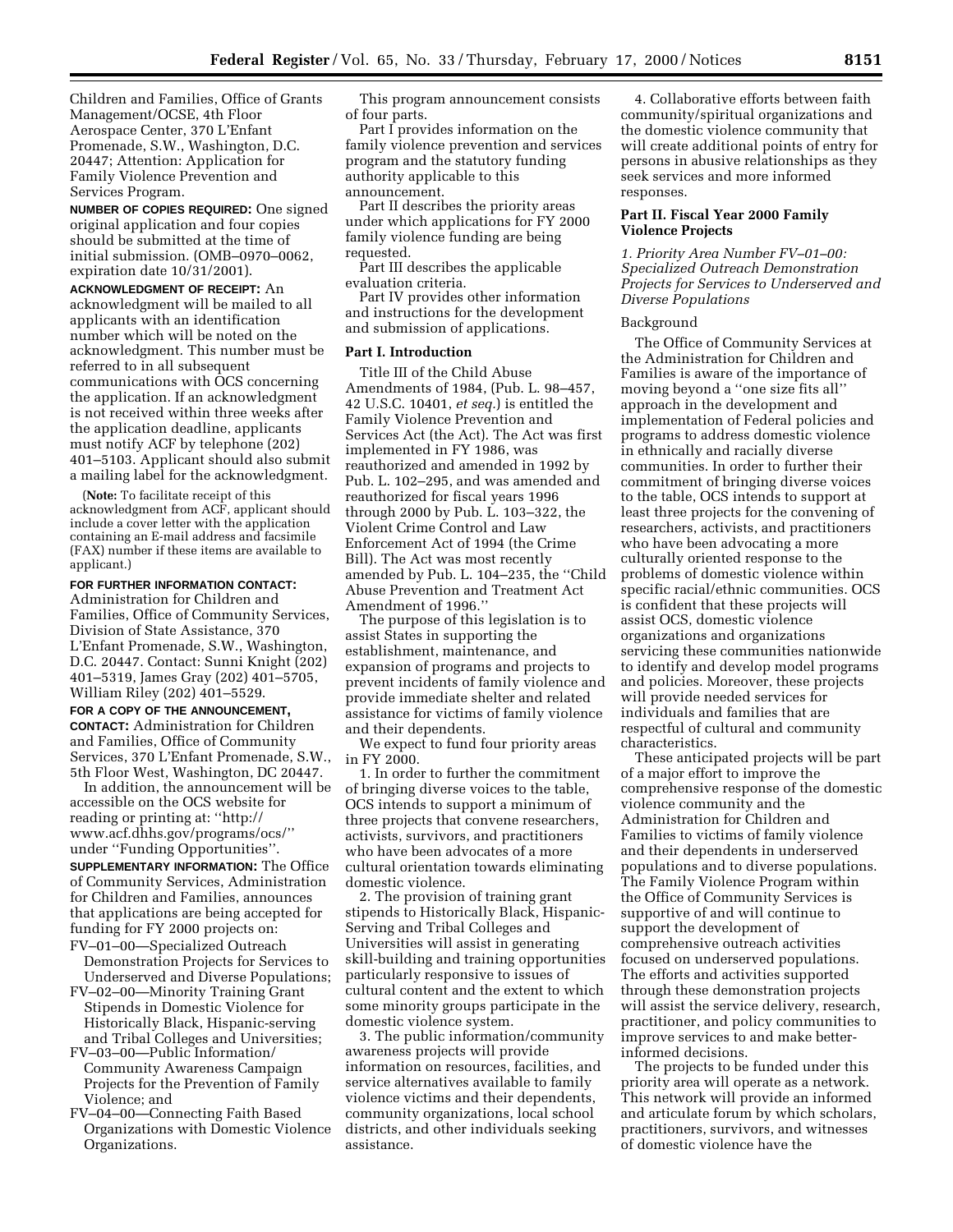Children and Families, Office of Grants Management/OCSE, 4th Floor Aerospace Center, 370 L'Enfant Promenade, S.W., Washington, D.C. 20447; Attention: Application for Family Violence Prevention and Services Program.

**NUMBER OF COPIES REQUIRED:** One signed original application and four copies should be submitted at the time of initial submission. (OMB–0970–0062, expiration date 10/31/2001).

**ACKNOWLEDGMENT OF RECEIPT:** An acknowledgment will be mailed to all applicants with an identification number which will be noted on the acknowledgment. This number must be referred to in all subsequent communications with OCS concerning the application. If an acknowledgment is not received within three weeks after the application deadline, applicants must notify ACF by telephone (202) 401–5103. Applicant should also submit a mailing label for the acknowledgment.

(**Note:** To facilitate receipt of this acknowledgment from ACF, applicant should include a cover letter with the application containing an E-mail address and facsimile (FAX) number if these items are available to applicant.)

**FOR FURTHER INFORMATION CONTACT:** Administration for Children and Families, Office of Community Services, Division of State Assistance, 370 L'Enfant Promenade, S.W., Washington, D.C. 20447. Contact: Sunni Knight (202) 401–5319, James Gray (202) 401–5705, William Riley (202) 401–5529.

**FOR A COPY OF THE ANNOUNCEMENT, CONTACT:** Administration for Children and Families, Office of Community Services, 370 L'Enfant Promenade, S.W., 5th Floor West, Washington, DC 20447.

In addition, the announcement will be accessible on the OCS website for reading or printing at: ''http://www.acf.dhhs.gov/programs/ocs/'' under ''Funding Opportunities''.

**SUPPLEMENTARY INFORMATION:** The Office of Community Services, Administration for Children and Families, announces that applications are being accepted for funding for FY 2000 projects on:

FV–01–00—Specialized Outreach Demonstration Projects for Services to Underserved and Diverse Populations;
FV–02–00—Minority Training Grant Stipends in Domestic Violence for Historically Black, Hispanic-serving and Tribal Colleges and Universities;
FV–03–00—Public Information/Community Awareness Campaign Projects for the Prevention of Family Violence; and
FV–04–00—Connecting Faith Based Organizations with Domestic Violence Organizations.

This program announcement consists of four parts.

Part I provides information on the family violence prevention and services program and the statutory funding authority applicable to this announcement.

Part II describes the priority areas under which applications for FY 2000 family violence funding are being requested.

Part III describes the applicable evaluation criteria.

Part IV provides other information and instructions for the development and submission of applications.

## Part I. Introduction

Title III of the Child Abuse Amendments of 1984, (Pub. L. 98–457, 42 U.S.C. 10401, *et seq.*) is entitled the Family Violence Prevention and Services Act (the Act). The Act was first implemented in FY 1986, was reauthorized and amended in 1992 by Pub. L. 102–295, and was amended and reauthorized for fiscal years 1996 through 2000 by Pub. L. 103–322, the Violent Crime Control and Law Enforcement Act of 1994 (the Crime Bill). The Act was most recently amended by Pub. L. 104–235, the ''Child Abuse Prevention and Treatment Act Amendment of 1996.''

The purpose of this legislation is to assist States in supporting the establishment, maintenance, and expansion of programs and projects to prevent incidents of family violence and provide immediate shelter and related assistance for victims of family violence and their dependents.

We expect to fund four priority areas in FY 2000.

1. In order to further the commitment of bringing diverse voices to the table, OCS intends to support a minimum of three projects that convene researchers, activists, survivors, and practitioners who have been advocates of a more cultural orientation towards eliminating domestic violence.

2. The provision of training grant stipends to Historically Black, Hispanic-Serving and Tribal Colleges and Universities will assist in generating skill-building and training opportunities particularly responsive to issues of cultural content and the extent to which some minority groups participate in the domestic violence system.

3. The public information/community awareness projects will provide information on resources, facilities, and service alternatives available to family violence victims and their dependents, community organizations, local school districts, and other individuals seeking assistance.

4. Collaborative efforts between faith community/spiritual organizations and the domestic violence community that will create additional points of entry for persons in abusive relationships as they seek services and more informed responses.

## Part II. Fiscal Year 2000 Family Violence Projects

### *1. Priority Area Number FV–01–00: Specialized Outreach Demonstration Projects for Services to Underserved and Diverse Populations*

Background

The Office of Community Services at the Administration for Children and Families is aware of the importance of moving beyond a ''one size fits all'' approach in the development and implementation of Federal policies and programs to address domestic violence in ethnically and racially diverse communities. In order to further their commitment of bringing diverse voices to the table, OCS intends to support at least three projects for the convening of researchers, activists, and practitioners who have been advocating a more culturally oriented response to the problems of domestic violence within specific racial/ethnic communities. OCS is confident that these projects will assist OCS, domestic violence organizations and organizations servicing these communities nationwide to identify and develop model programs and policies. Moreover, these projects will provide needed services for individuals and families that are respectful of cultural and community characteristics.

These anticipated projects will be part of a major effort to improve the comprehensive response of the domestic violence community and the Administration for Children and Families to victims of family violence and their dependents in underserved populations and to diverse populations. The Family Violence Program within the Office of Community Services is supportive of and will continue to support the development of comprehensive outreach activities focused on underserved populations. The efforts and activities supported through these demonstration projects will assist the service delivery, research, practitioner, and policy communities to improve services to and make better-informed decisions.

The projects to be funded under this priority area will operate as a network. This network will provide an informed and articulate forum by which scholars, practitioners, survivors, and witnesses of domestic violence have the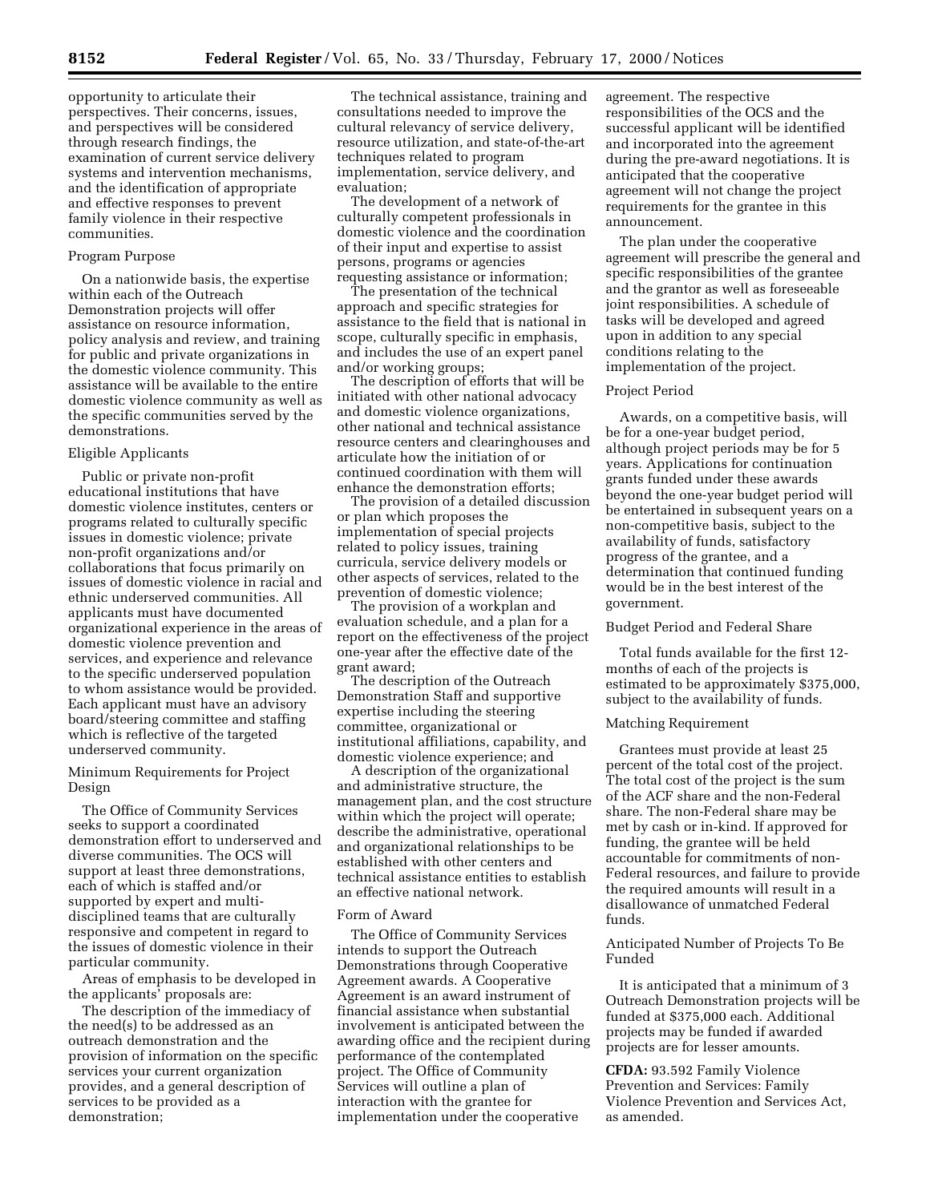opportunity to articulate their perspectives. Their concerns, issues, and perspectives will be considered through research findings, the examination of current service delivery systems and intervention mechanisms, and the identification of appropriate and effective responses to prevent family violence in their respective communities.

Program Purpose

On a nationwide basis, the expertise within each of the Outreach Demonstration projects will offer assistance on resource information, policy analysis and review, and training for public and private organizations in the domestic violence community. This assistance will be available to the entire domestic violence community as well as the specific communities served by the demonstrations.

Eligible Applicants

Public or private non-profit educational institutions that have domestic violence institutes, centers or programs related to culturally specific issues in domestic violence; private non-profit organizations and/or collaborations that focus primarily on issues of domestic violence in racial and ethnic underserved communities. All applicants must have documented organizational experience in the areas of domestic violence prevention and services, and experience and relevance to the specific underserved population to whom assistance would be provided. Each applicant must have an advisory board/steering committee and staffing which is reflective of the targeted underserved community.

Minimum Requirements for Project Design

The Office of Community Services seeks to support a coordinated demonstration effort to underserved and diverse communities. The OCS will support at least three demonstrations, each of which is staffed and/or supported by expert and multi-disciplined teams that are culturally responsive and competent in regard to the issues of domestic violence in their particular community.

Areas of emphasis to be developed in the applicants' proposals are:

The description of the immediacy of the need(s) to be addressed as an outreach demonstration and the provision of information on the specific services your current organization provides, and a general description of services to be provided as a demonstration;

The technical assistance, training and consultations needed to improve the cultural relevancy of service delivery, resource utilization, and state-of-the-art techniques related to program implementation, service delivery, and evaluation;

The development of a network of culturally competent professionals in domestic violence and the coordination of their input and expertise to assist persons, programs or agencies requesting assistance or information;

The presentation of the technical approach and specific strategies for assistance to the field that is national in scope, culturally specific in emphasis, and includes the use of an expert panel and/or working groups;

The description of efforts that will be initiated with other national advocacy and domestic violence organizations, other national and technical assistance resource centers and clearinghouses and articulate how the initiation of or continued coordination with them will enhance the demonstration efforts;

The provision of a detailed discussion or plan which proposes the implementation of special projects related to policy issues, training curricula, service delivery models or other aspects of services, related to the prevention of domestic violence;

The provision of a workplan and evaluation schedule, and a plan for a report on the effectiveness of the project one-year after the effective date of the grant award;

The description of the Outreach Demonstration Staff and supportive expertise including the steering committee, organizational or institutional affiliations, capability, and domestic violence experience; and

A description of the organizational and administrative structure, the management plan, and the cost structure within which the project will operate; describe the administrative, operational and organizational relationships to be established with other centers and technical assistance entities to establish an effective national network.

Form of Award

The Office of Community Services intends to support the Outreach Demonstrations through Cooperative Agreement awards. A Cooperative Agreement is an award instrument of financial assistance when substantial involvement is anticipated between the awarding office and the recipient during performance of the contemplated project. The Office of Community Services will outline a plan of interaction with the grantee for implementation under the cooperative agreement. The respective responsibilities of the OCS and the successful applicant will be identified and incorporated into the agreement during the pre-award negotiations. It is anticipated that the cooperative agreement will not change the project requirements for the grantee in this announcement.

The plan under the cooperative agreement will prescribe the general and specific responsibilities of the grantee and the grantor as well as foreseeable joint responsibilities. A schedule of tasks will be developed and agreed upon in addition to any special conditions relating to the implementation of the project.

Project Period

Awards, on a competitive basis, will be for a one-year budget period, although project periods may be for 5 years. Applications for continuation grants funded under these awards beyond the one-year budget period will be entertained in subsequent years on a non-competitive basis, subject to the availability of funds, satisfactory progress of the grantee, and a determination that continued funding would be in the best interest of the government.

Budget Period and Federal Share

Total funds available for the first 12-months of each of the projects is estimated to be approximately $375,000, subject to the availability of funds.

Matching Requirement

Grantees must provide at least 25 percent of the total cost of the project. The total cost of the project is the sum of the ACF share and the non-Federal share. The non-Federal share may be met by cash or in-kind. If approved for funding, the grantee will be held accountable for commitments of non-Federal resources, and failure to provide the required amounts will result in a disallowance of unmatched Federal funds.

Anticipated Number of Projects To Be Funded

It is anticipated that a minimum of 3 Outreach Demonstration projects will be funded at $375,000 each. Additional projects may be funded if awarded projects are for lesser amounts.

**CFDA:** 93.592 Family Violence Prevention and Services: Family Violence Prevention and Services Act, as amended.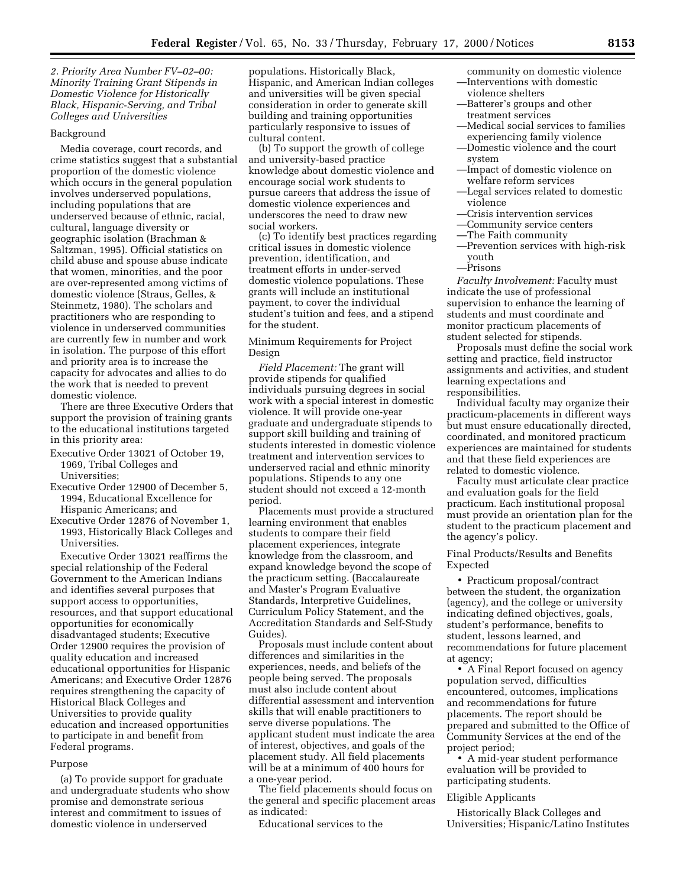*2. Priority Area Number FV–02–00: Minority Training Grant Stipends in Domestic Violence for Historically Black, Hispanic-Serving, and Tribal Colleges and Universities*

Background

Media coverage, court records, and crime statistics suggest that a substantial proportion of the domestic violence which occurs in the general population involves underserved populations, including populations that are underserved because of ethnic, racial, cultural, language diversity or geographic isolation (Brachman & Saltzman, 1995). Official statistics on child abuse and spouse abuse indicate that women, minorities, and the poor are over-represented among victims of domestic violence (Straus, Gelles, & Steinmetz, 1980). The scholars and practitioners who are responding to violence in underserved communities are currently few in number and work in isolation. The purpose of this effort and priority area is to increase the capacity for advocates and allies to do the work that is needed to prevent domestic violence.

There are three Executive Orders that support the provision of training grants to the educational institutions targeted in this priority area:

Executive Order 13021 of October 19, 1969, Tribal Colleges and Universities;
Executive Order 12900 of December 5, 1994, Educational Excellence for Hispanic Americans; and
Executive Order 12876 of November 1, 1993, Historically Black Colleges and Universities.

Executive Order 13021 reaffirms the special relationship of the Federal Government to the American Indians and identifies several purposes that support access to opportunities, resources, and that support educational opportunities for economically disadvantaged students; Executive Order 12900 requires the provision of quality education and increased educational opportunities for Hispanic Americans; and Executive Order 12876 requires strengthening the capacity of Historical Black Colleges and Universities to provide quality education and increased opportunities to participate in and benefit from Federal programs.

Purpose

(a) To provide support for graduate and undergraduate students who show promise and demonstrate serious interest and commitment to issues of domestic violence in underserved populations. Historically Black, Hispanic, and American Indian colleges and universities will be given special consideration in order to generate skill building and training opportunities particularly responsive to issues of cultural content.

(b) To support the growth of college and university-based practice knowledge about domestic violence and encourage social work students to pursue careers that address the issue of domestic violence experiences and underscores the need to draw new social workers.

(c) To identify best practices regarding critical issues in domestic violence prevention, identification, and treatment efforts in under-served domestic violence populations. These grants will include an institutional payment, to cover the individual student's tuition and fees, and a stipend for the student.

Minimum Requirements for Project Design

*Field Placement:* The grant will provide stipends for qualified individuals pursuing degrees in social work with a special interest in domestic violence. It will provide one-year graduate and undergraduate stipends to support skill building and training of students interested in domestic violence treatment and intervention services to underserved racial and ethnic minority populations. Stipends to any one student should not exceed a 12-month period.

Placements must provide a structured learning environment that enables students to compare their field placement experiences, integrate knowledge from the classroom, and expand knowledge beyond the scope of the practicum setting. (Baccalaureate and Master's Program Evaluative Standards, Interpretive Guidelines, Curriculum Policy Statement, and the Accreditation Standards and Self-Study Guides).

Proposals must include content about differences and similarities in the experiences, needs, and beliefs of the people being served. The proposals must also include content about differential assessment and intervention skills that will enable practitioners to serve diverse populations. The applicant student must indicate the area of interest, objectives, and goals of the placement study. All field placements will be at a minimum of 400 hours for a one-year period.

The field placements should focus on the general and specific placement areas as indicated:

Educational services to the community on domestic violence
—Interventions with domestic violence shelters
—Batterer's groups and other treatment services
—Medical social services to families experiencing family violence
—Domestic violence and the court system
—Impact of domestic violence on welfare reform services
—Legal services related to domestic violence
—Crisis intervention services
—Community service centers
—The Faith community
—Prevention services with high-risk youth
—Prisons

*Faculty Involvement:* Faculty must indicate the use of professional supervision to enhance the learning of students and must coordinate and monitor practicum placements of student selected for stipends.

Proposals must define the social work setting and practice, field instructor assignments and activities, and student learning expectations and responsibilities.

Individual faculty may organize their practicum-placements in different ways but must ensure educationally directed, coordinated, and monitored practicum experiences are maintained for students and that these field experiences are related to domestic violence.

Faculty must articulate clear practice and evaluation goals for the field practicum. Each institutional proposal must provide an orientation plan for the student to the practicum placement and the agency's policy.

Final Products/Results and Benefits Expected

- Practicum proposal/contract between the student, the organization (agency), and the college or university indicating defined objectives, goals, student's performance, benefits to student, lessons learned, and recommendations for future placement at agency;
- A Final Report focused on agency population served, difficulties encountered, outcomes, implications and recommendations for future placements. The report should be prepared and submitted to the Office of Community Services at the end of the project period;
- A mid-year student performance evaluation will be provided to participating students.

Eligible Applicants

Historically Black Colleges and Universities; Hispanic/Latino Institutes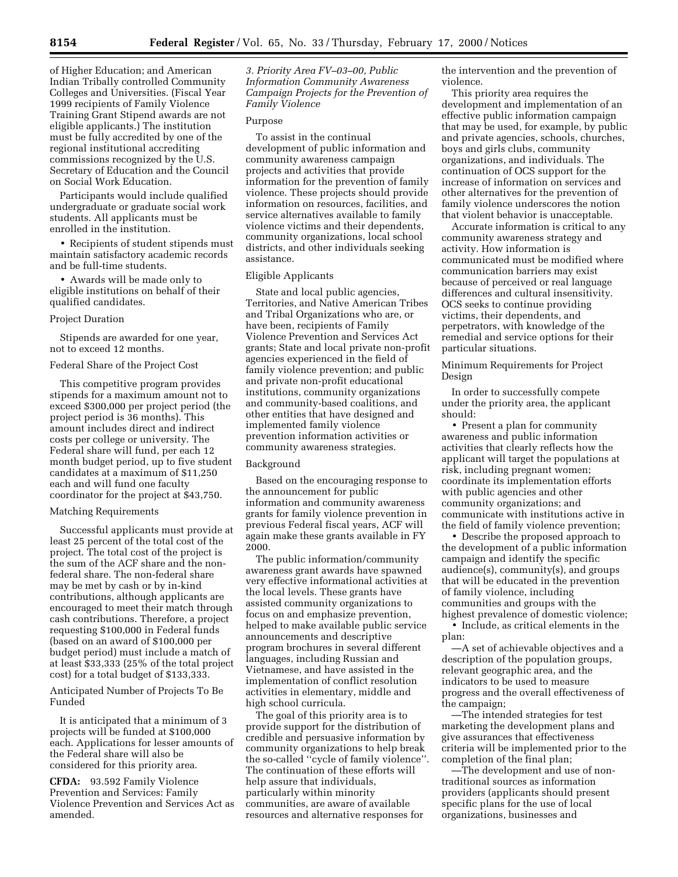of Higher Education; and American Indian Tribally controlled Community Colleges and Universities. (Fiscal Year 1999 recipients of Family Violence Training Grant Stipend awards are not eligible applicants.) The institution must be fully accredited by one of the regional institutional accrediting commissions recognized by the U.S. Secretary of Education and the Council on Social Work Education.

Participants would include qualified undergraduate or graduate social work students. All applicants must be enrolled in the institution.

- Recipients of student stipends must maintain satisfactory academic records and be full-time students.
- Awards will be made only to eligible institutions on behalf of their qualified candidates.

Project Duration

Stipends are awarded for one year, not to exceed 12 months.

Federal Share of the Project Cost

This competitive program provides stipends for a maximum amount not to exceed $300,000 per project period (the project period is 36 months). This amount includes direct and indirect costs per college or university. The Federal share will fund, per each 12 month budget period, up to five student candidates at a maximum of $11,250 each and will fund one faculty coordinator for the project at $43,750.

Matching Requirements

Successful applicants must provide at least 25 percent of the total cost of the project. The total cost of the project is the sum of the ACF share and the non-federal share. The non-federal share may be met by cash or by in-kind contributions, although applicants are encouraged to meet their match through cash contributions. Therefore, a project requesting $100,000 in Federal funds (based on an award of $100,000 per budget period) must include a match of at least $33,333 (25% of the total project cost) for a total budget of $133,333.

Anticipated Number of Projects To Be Funded

It is anticipated that a minimum of 3 projects will be funded at $100,000 each. Applications for lesser amounts of the Federal share will also be considered for this priority area.

**CFDA:** 93.592 Family Violence Prevention and Services: Family Violence Prevention and Services Act as amended.

*3. Priority Area FV–03–00, Public Information Community Awareness Campaign Projects for the Prevention of Family Violence*

Purpose

To assist in the continual development of public information and community awareness campaign projects and activities that provide information for the prevention of family violence. These projects should provide information on resources, facilities, and service alternatives available to family violence victims and their dependents, community organizations, local school districts, and other individuals seeking assistance.

Eligible Applicants

State and local public agencies, Territories, and Native American Tribes and Tribal Organizations who are, or have been, recipients of Family Violence Prevention and Services Act grants; State and local private non-profit agencies experienced in the field of family violence prevention; and public and private non-profit educational institutions, community organizations and community-based coalitions, and other entities that have designed and implemented family violence prevention information activities or community awareness strategies.

Background

Based on the encouraging response to the announcement for public information and community awareness grants for family violence prevention in previous Federal fiscal years, ACF will again make these grants available in FY 2000.

The public information/community awareness grant awards have spawned very effective informational activities at the local levels. These grants have assisted community organizations to focus on and emphasize prevention, helped to make available public service announcements and descriptive program brochures in several different languages, including Russian and Vietnamese, and have assisted in the implementation of conflict resolution activities in elementary, middle and high school curricula.

The goal of this priority area is to provide support for the distribution of credible and persuasive information by community organizations to help break the so-called ''cycle of family violence''. The continuation of these efforts will help assure that individuals, particularly within minority communities, are aware of available resources and alternative responses for the intervention and the prevention of violence.

This priority area requires the development and implementation of an effective public information campaign that may be used, for example, by public and private agencies, schools, churches, boys and girls clubs, community organizations, and individuals. The continuation of OCS support for the increase of information on services and other alternatives for the prevention of family violence underscores the notion that violent behavior is unacceptable.

Accurate information is critical to any community awareness strategy and activity. How information is communicated must be modified where communication barriers may exist because of perceived or real language differences and cultural insensitivity. OCS seeks to continue providing victims, their dependents, and perpetrators, with knowledge of the remedial and service options for their particular situations.

Minimum Requirements for Project Design

In order to successfully compete under the priority area, the applicant should:

- Present a plan for community awareness and public information activities that clearly reflects how the applicant will target the populations at risk, including pregnant women; coordinate its implementation efforts with public agencies and other community organizations; and communicate with institutions active in the field of family violence prevention;
- Describe the proposed approach to the development of a public information campaign and identify the specific audience(s), community(s), and groups that will be educated in the prevention of family violence, including communities and groups with the highest prevalence of domestic violence;
- Include, as critical elements in the plan:

—A set of achievable objectives and a description of the population groups, relevant geographic area, and the indicators to be used to measure progress and the overall effectiveness of the campaign;

—The intended strategies for test marketing the development plans and give assurances that effectiveness criteria will be implemented prior to the completion of the final plan;

—The development and use of non-traditional sources as information providers (applicants should present specific plans for the use of local organizations, businesses and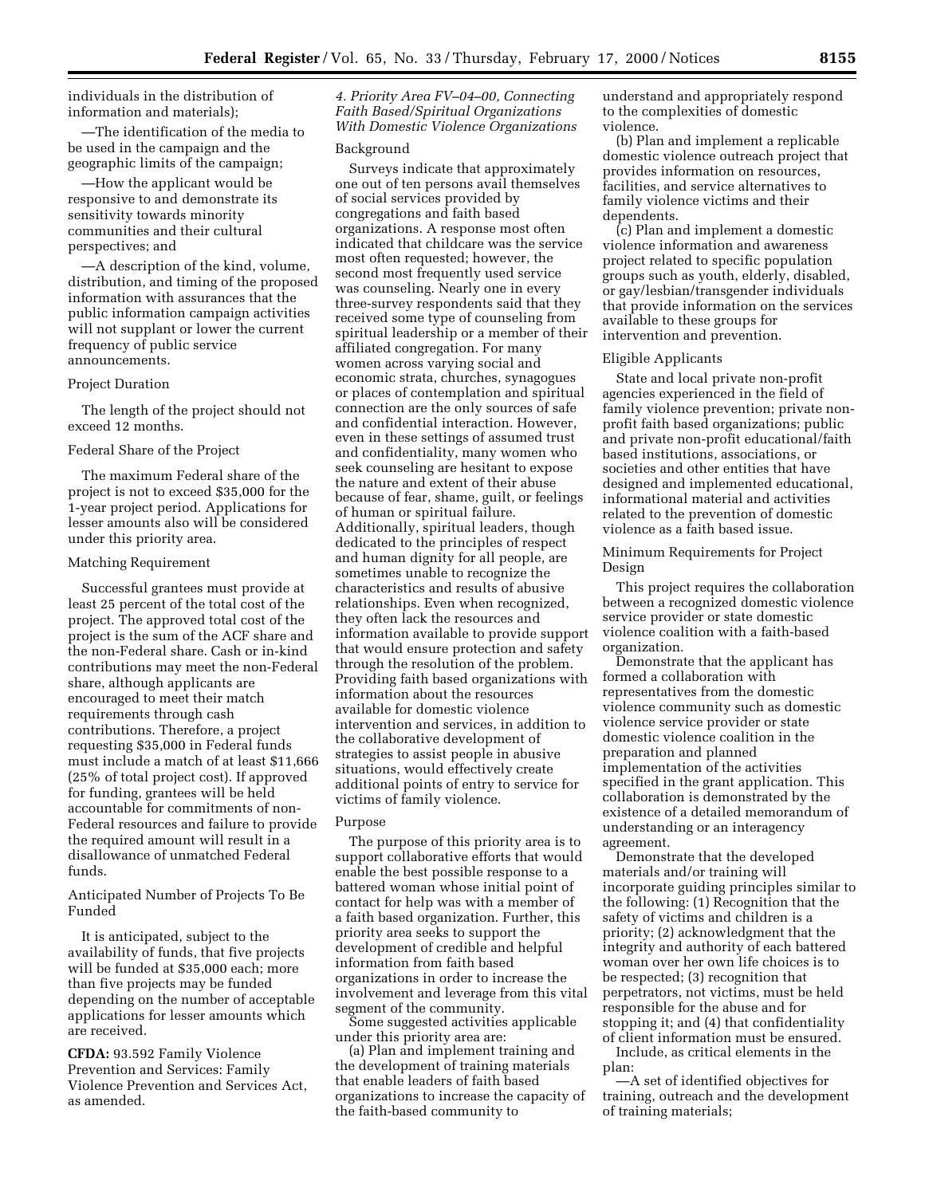individuals in the distribution of information and materials);

—The identification of the media to be used in the campaign and the geographic limits of the campaign;

—How the applicant would be responsive to and demonstrate its sensitivity towards minority communities and their cultural perspectives; and

—A description of the kind, volume, distribution, and timing of the proposed information with assurances that the public information campaign activities will not supplant or lower the current frequency of public service announcements.

Project Duration

The length of the project should not exceed 12 months.

Federal Share of the Project

The maximum Federal share of the project is not to exceed $35,000 for the 1-year project period. Applications for lesser amounts also will be considered under this priority area.

Matching Requirement

Successful grantees must provide at least 25 percent of the total cost of the project. The approved total cost of the project is the sum of the ACF share and the non-Federal share. Cash or in-kind contributions may meet the non-Federal share, although applicants are encouraged to meet their match requirements through cash contributions. Therefore, a project requesting $35,000 in Federal funds must include a match of at least $11,666 (25% of total project cost). If approved for funding, grantees will be held accountable for commitments of non-Federal resources and failure to provide the required amount will result in a disallowance of unmatched Federal funds.

Anticipated Number of Projects To Be Funded

It is anticipated, subject to the availability of funds, that five projects will be funded at $35,000 each; more than five projects may be funded depending on the number of acceptable applications for lesser amounts which are received.

**CFDA:** 93.592 Family Violence Prevention and Services: Family Violence Prevention and Services Act, as amended.

*4. Priority Area FV–04–00, Connecting Faith Based/Spiritual Organizations With Domestic Violence Organizations*

Background

Surveys indicate that approximately one out of ten persons avail themselves of social services provided by congregations and faith based organizations. A response most often indicated that childcare was the service most often requested; however, the second most frequently used service was counseling. Nearly one in every three-survey respondents said that they received some type of counseling from spiritual leadership or a member of their affiliated congregation. For many women across varying social and economic strata, churches, synagogues or places of contemplation and spiritual connection are the only sources of safe and confidential interaction. However, even in these settings of assumed trust and confidentiality, many women who seek counseling are hesitant to expose the nature and extent of their abuse because of fear, shame, guilt, or feelings of human or spiritual failure. Additionally, spiritual leaders, though dedicated to the principles of respect and human dignity for all people, are sometimes unable to recognize the characteristics and results of abusive relationships. Even when recognized, they often lack the resources and information available to provide support that would ensure protection and safety through the resolution of the problem. Providing faith based organizations with information about the resources available for domestic violence intervention and services, in addition to the collaborative development of strategies to assist people in abusive situations, would effectively create additional points of entry to service for victims of family violence.

Purpose

The purpose of this priority area is to support collaborative efforts that would enable the best possible response to a battered woman whose initial point of contact for help was with a member of a faith based organization. Further, this priority area seeks to support the development of credible and helpful information from faith based organizations in order to increase the involvement and leverage from this vital segment of the community.

Some suggested activities applicable under this priority area are:

(a) Plan and implement training and the development of training materials that enable leaders of faith based organizations to increase the capacity of the faith-based community to understand and appropriately respond to the complexities of domestic violence.

(b) Plan and implement a replicable domestic violence outreach project that provides information on resources, facilities, and service alternatives to family violence victims and their dependents.

(c) Plan and implement a domestic violence information and awareness project related to specific population groups such as youth, elderly, disabled, or gay/lesbian/transgender individuals that provide information on the services available to these groups for intervention and prevention.

Eligible Applicants

State and local private non-profit agencies experienced in the field of family violence prevention; private non-profit faith based organizations; public and private non-profit educational/faith based institutions, associations, or societies and other entities that have designed and implemented educational, informational material and activities related to the prevention of domestic violence as a faith based issue.

Minimum Requirements for Project Design

This project requires the collaboration between a recognized domestic violence service provider or state domestic violence coalition with a faith-based organization.

Demonstrate that the applicant has formed a collaboration with representatives from the domestic violence community such as domestic violence service provider or state domestic violence coalition in the preparation and planned implementation of the activities specified in the grant application. This collaboration is demonstrated by the existence of a detailed memorandum of understanding or an interagency agreement.

Demonstrate that the developed materials and/or training will incorporate guiding principles similar to the following: (1) Recognition that the safety of victims and children is a priority; (2) acknowledgment that the integrity and authority of each battered woman over her own life choices is to be respected; (3) recognition that perpetrators, not victims, must be held responsible for the abuse and for stopping it; and (4) that confidentiality of client information must be ensured.

Include, as critical elements in the plan:

—A set of identified objectives for training, outreach and the development of training materials;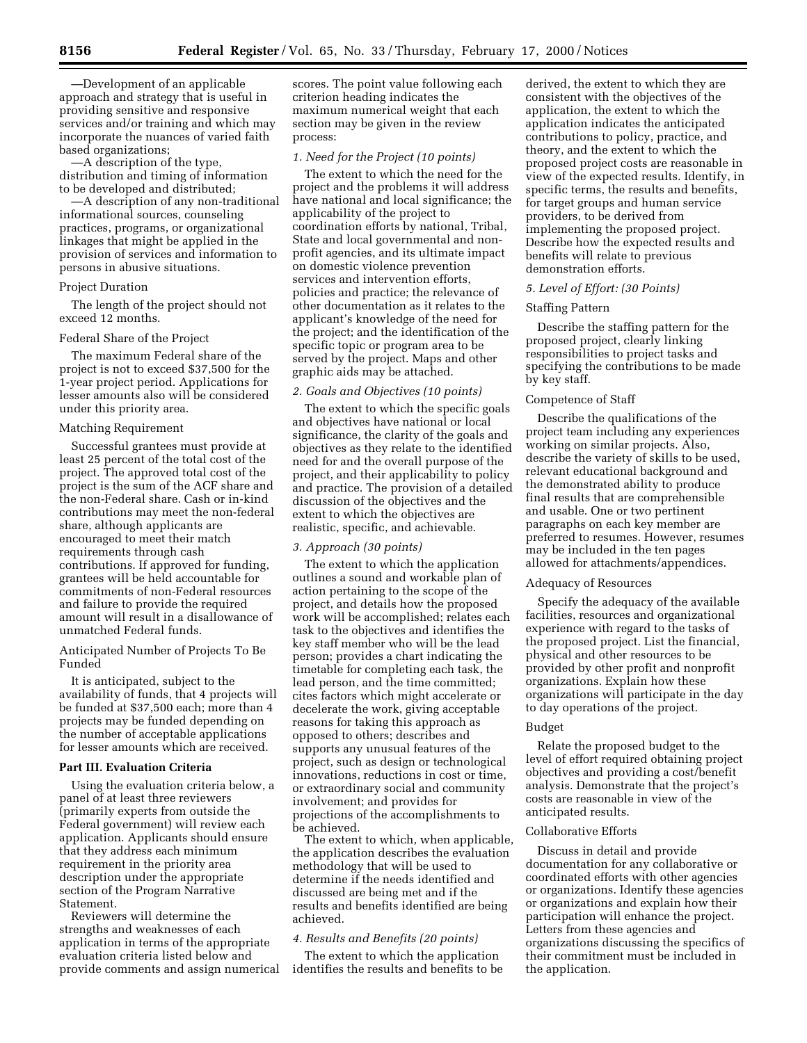—Development of an applicable approach and strategy that is useful in providing sensitive and responsive services and/or training and which may incorporate the nuances of varied faith based organizations;

—A description of the type, distribution and timing of information to be developed and distributed;

—A description of any non-traditional informational sources, counseling practices, programs, or organizational linkages that might be applied in the provision of services and information to persons in abusive situations.

Project Duration

The length of the project should not exceed 12 months.

Federal Share of the Project

The maximum Federal share of the project is not to exceed $37,500 for the 1-year project period. Applications for lesser amounts also will be considered under this priority area.

Matching Requirement

Successful grantees must provide at least 25 percent of the total cost of the project. The approved total cost of the project is the sum of the ACF share and the non-Federal share. Cash or in-kind contributions may meet the non-federal share, although applicants are encouraged to meet their match requirements through cash contributions. If approved for funding, grantees will be held accountable for commitments of non-Federal resources and failure to provide the required amount will result in a disallowance of unmatched Federal funds.

Anticipated Number of Projects To Be Funded

It is anticipated, subject to the availability of funds, that 4 projects will be funded at $37,500 each; more than 4 projects may be funded depending on the number of acceptable applications for lesser amounts which are received.

## Part III. Evaluation Criteria

Using the evaluation criteria below, a panel of at least three reviewers (primarily experts from outside the Federal government) will review each application. Applicants should ensure that they address each minimum requirement in the priority area description under the appropriate section of the Program Narrative Statement.

Reviewers will determine the strengths and weaknesses of each application in terms of the appropriate evaluation criteria listed below and provide comments and assign numerical scores. The point value following each criterion heading indicates the maximum numerical weight that each section may be given in the review process:

*1. Need for the Project (10 points)*

The extent to which the need for the project and the problems it will address have national and local significance; the applicability of the project to coordination efforts by national, Tribal, State and local governmental and non-profit agencies, and its ultimate impact on domestic violence prevention services and intervention efforts, policies and practice; the relevance of other documentation as it relates to the applicant's knowledge of the need for the project; and the identification of the specific topic or program area to be served by the project. Maps and other graphic aids may be attached.

*2. Goals and Objectives (10 points)*

The extent to which the specific goals and objectives have national or local significance, the clarity of the goals and objectives as they relate to the identified need for and the overall purpose of the project, and their applicability to policy and practice. The provision of a detailed discussion of the objectives and the extent to which the objectives are realistic, specific, and achievable.

*3. Approach (30 points)*

The extent to which the application outlines a sound and workable plan of action pertaining to the scope of the project, and details how the proposed work will be accomplished; relates each task to the objectives and identifies the key staff member who will be the lead person; provides a chart indicating the timetable for completing each task, the lead person, and the time committed; cites factors which might accelerate or decelerate the work, giving acceptable reasons for taking this approach as opposed to others; describes and supports any unusual features of the project, such as design or technological innovations, reductions in cost or time, or extraordinary social and community involvement; and provides for projections of the accomplishments to be achieved.

The extent to which, when applicable, the application describes the evaluation methodology that will be used to determine if the needs identified and discussed are being met and if the results and benefits identified are being achieved.

*4. Results and Benefits (20 points)*

The extent to which the application identifies the results and benefits to be derived, the extent to which they are consistent with the objectives of the application, the extent to which the application indicates the anticipated contributions to policy, practice, and theory, and the extent to which the proposed project costs are reasonable in view of the expected results. Identify, in specific terms, the results and benefits, for target groups and human service providers, to be derived from implementing the proposed project. Describe how the expected results and benefits will relate to previous demonstration efforts.

*5. Level of Effort: (30 Points)*

Staffing Pattern

Describe the staffing pattern for the proposed project, clearly linking responsibilities to project tasks and specifying the contributions to be made by key staff.

Competence of Staff

Describe the qualifications of the project team including any experiences working on similar projects. Also, describe the variety of skills to be used, relevant educational background and the demonstrated ability to produce final results that are comprehensible and usable. One or two pertinent paragraphs on each key member are preferred to resumes. However, resumes may be included in the ten pages allowed for attachments/appendices.

Adequacy of Resources

Specify the adequacy of the available facilities, resources and organizational experience with regard to the tasks of the proposed project. List the financial, physical and other resources to be provided by other profit and nonprofit organizations. Explain how these organizations will participate in the day to day operations of the project.

Budget

Relate the proposed budget to the level of effort required obtaining project objectives and providing a cost/benefit analysis. Demonstrate that the project's costs are reasonable in view of the anticipated results.

Collaborative Efforts

Discuss in detail and provide documentation for any collaborative or coordinated efforts with other agencies or organizations. Identify these agencies or organizations and explain how their participation will enhance the project. Letters from these agencies and organizations discussing the specifics of their commitment must be included in the application.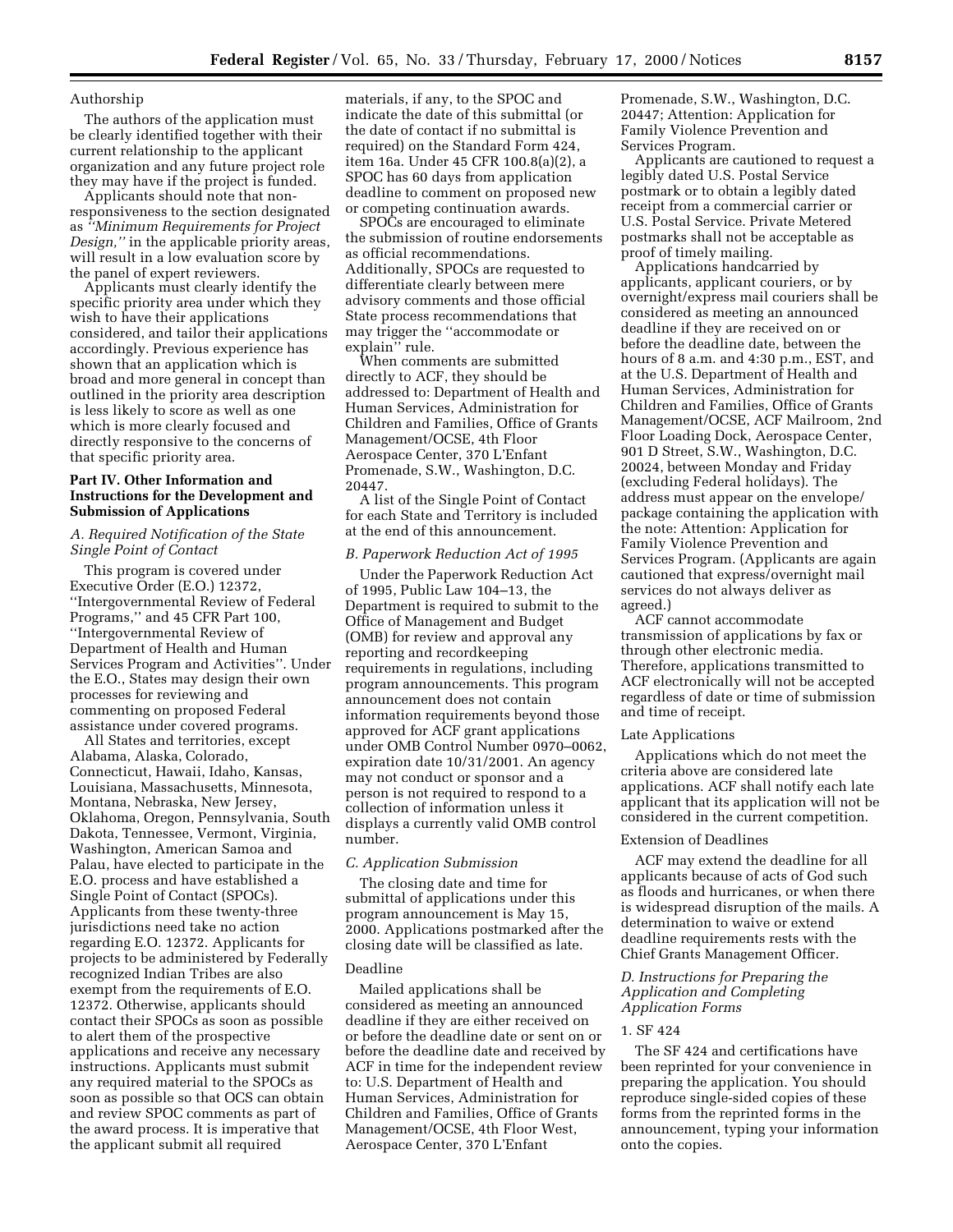Authorship

The authors of the application must be clearly identified together with their current relationship to the applicant organization and any future project role they may have if the project is funded.

Applicants should note that non-responsiveness to the section designated as *''Minimum Requirements for Project Design,''* in the applicable priority areas, will result in a low evaluation score by the panel of expert reviewers.

Applicants must clearly identify the specific priority area under which they wish to have their applications considered, and tailor their applications accordingly. Previous experience has shown that an application which is broad and more general in concept than outlined in the priority area description is less likely to score as well as one which is more clearly focused and directly responsive to the concerns of that specific priority area.

## Part IV. Other Information and Instructions for the Development and Submission of Applications

### *A. Required Notification of the State Single Point of Contact*

This program is covered under Executive Order (E.O.) 12372, ''Intergovernmental Review of Federal Programs,'' and 45 CFR Part 100, ''Intergovernmental Review of Department of Health and Human Services Program and Activities''. Under the E.O., States may design their own processes for reviewing and commenting on proposed Federal assistance under covered programs.

All States and territories, except Alabama, Alaska, Colorado, Connecticut, Hawaii, Idaho, Kansas, Louisiana, Massachusetts, Minnesota, Montana, Nebraska, New Jersey, Oklahoma, Oregon, Pennsylvania, South Dakota, Tennessee, Vermont, Virginia, Washington, American Samoa and Palau, have elected to participate in the E.O. process and have established a Single Point of Contact (SPOCs). Applicants from these twenty-three jurisdictions need take no action regarding E.O. 12372. Applicants for projects to be administered by Federally recognized Indian Tribes are also exempt from the requirements of E.O. 12372. Otherwise, applicants should contact their SPOCs as soon as possible to alert them of the prospective applications and receive any necessary instructions. Applicants must submit any required material to the SPOCs as soon as possible so that OCS can obtain and review SPOC comments as part of the award process. It is imperative that the applicant submit all required materials, if any, to the SPOC and indicate the date of this submittal (or the date of contact if no submittal is required) on the Standard Form 424, item 16a. Under 45 CFR 100.8(a)(2), a SPOC has 60 days from application deadline to comment on proposed new or competing continuation awards.

SPOCs are encouraged to eliminate the submission of routine endorsements as official recommendations. Additionally, SPOCs are requested to differentiate clearly between mere advisory comments and those official State process recommendations that may trigger the ''accommodate or explain'' rule.

When comments are submitted directly to ACF, they should be addressed to: Department of Health and Human Services, Administration for Children and Families, Office of Grants Management/OCSE, 4th Floor Aerospace Center, 370 L'Enfant Promenade, S.W., Washington, D.C. 20447.

A list of the Single Point of Contact for each State and Territory is included at the end of this announcement.

### *B. Paperwork Reduction Act of 1995*

Under the Paperwork Reduction Act of 1995, Public Law 104–13, the Department is required to submit to the Office of Management and Budget (OMB) for review and approval any reporting and recordkeeping requirements in regulations, including program announcements. This program announcement does not contain information requirements beyond those approved for ACF grant applications under OMB Control Number 0970–0062, expiration date 10/31/2001. An agency may not conduct or sponsor and a person is not required to respond to a collection of information unless it displays a currently valid OMB control number.

### *C. Application Submission*

The closing date and time for submittal of applications under this program announcement is May 15, 2000. Applications postmarked after the closing date will be classified as late.

Deadline

Mailed applications shall be considered as meeting an announced deadline if they are either received on or before the deadline date or sent on or before the deadline date and received by ACF in time for the independent review to: U.S. Department of Health and Human Services, Administration for Children and Families, Office of Grants Management/OCSE, 4th Floor West, Aerospace Center, 370 L'Enfant Promenade, S.W., Washington, D.C. 20447; Attention: Application for Family Violence Prevention and Services Program.

Applicants are cautioned to request a legibly dated U.S. Postal Service postmark or to obtain a legibly dated receipt from a commercial carrier or U.S. Postal Service. Private Metered postmarks shall not be acceptable as proof of timely mailing.

Applications handcarried by applicants, applicant couriers, or by overnight/express mail couriers shall be considered as meeting an announced deadline if they are received on or before the deadline date, between the hours of 8 a.m. and 4:30 p.m., EST, and at the U.S. Department of Health and Human Services, Administration for Children and Families, Office of Grants Management/OCSE, ACF Mailroom, 2nd Floor Loading Dock, Aerospace Center, 901 D Street, S.W., Washington, D.C. 20024, between Monday and Friday (excluding Federal holidays). The address must appear on the envelope/package containing the application with the note: Attention: Application for Family Violence Prevention and Services Program. (Applicants are again cautioned that express/overnight mail services do not always deliver as agreed.)

ACF cannot accommodate transmission of applications by fax or through other electronic media. Therefore, applications transmitted to ACF electronically will not be accepted regardless of date or time of submission and time of receipt.

Late Applications

Applications which do not meet the criteria above are considered late applications. ACF shall notify each late applicant that its application will not be considered in the current competition.

Extension of Deadlines

ACF may extend the deadline for all applicants because of acts of God such as floods and hurricanes, or when there is widespread disruption of the mails. A determination to waive or extend deadline requirements rests with the Chief Grants Management Officer.

### *D. Instructions for Preparing the Application and Completing Application Forms*

1. SF 424

The SF 424 and certifications have been reprinted for your convenience in preparing the application. You should reproduce single-sided copies of these forms from the reprinted forms in the announcement, typing your information onto the copies.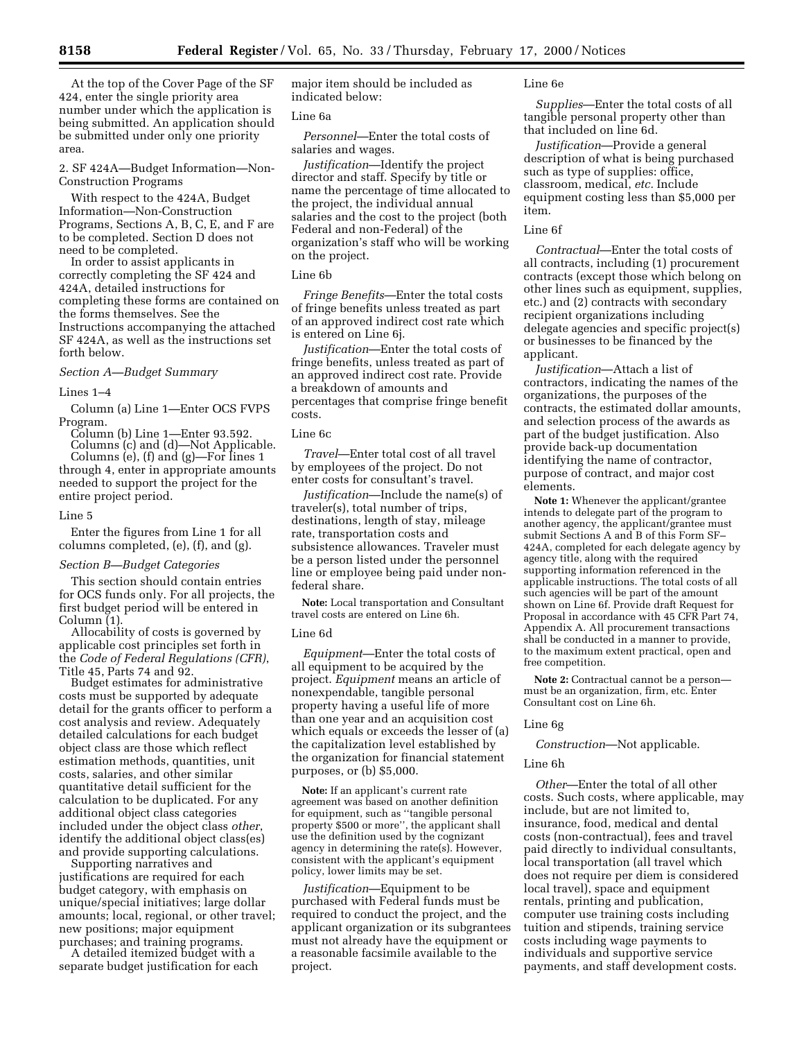At the top of the Cover Page of the SF 424, enter the single priority area number under which the application is being submitted. An application should be submitted under only one priority area.

2. SF 424A—Budget Information—Non-Construction Programs

With respect to the 424A, Budget Information—Non-Construction Programs, Sections A, B, C, E, and F are to be completed. Section D does not need to be completed.

In order to assist applicants in correctly completing the SF 424 and 424A, detailed instructions for completing these forms are contained on the forms themselves. See the Instructions accompanying the attached SF 424A, as well as the instructions set forth below.

*Section A—Budget Summary*

Lines 1–4

Column (a) Line 1—Enter OCS FVPS Program.

Column (b) Line 1—Enter 93.592.

Columns (c) and (d)—Not Applicable.

Columns (e), (f) and (g)—For lines 1 through 4, enter in appropriate amounts needed to support the project for the entire project period.

Line 5

Enter the figures from Line 1 for all columns completed, (e), (f), and (g).

*Section B—Budget Categories*

This section should contain entries for OCS funds only. For all projects, the first budget period will be entered in Column (1).

Allocability of costs is governed by applicable cost principles set forth in the *Code of Federal Regulations (CFR)*, Title 45, Parts 74 and 92.

Budget estimates for administrative costs must be supported by adequate detail for the grants officer to perform a cost analysis and review. Adequately detailed calculations for each budget object class are those which reflect estimation methods, quantities, unit costs, salaries, and other similar quantitative detail sufficient for the calculation to be duplicated. For any additional object class categories included under the object class *other*, identify the additional object class(es) and provide supporting calculations.

Supporting narratives and justifications are required for each budget category, with emphasis on unique/special initiatives; large dollar amounts; local, regional, or other travel; new positions; major equipment purchases; and training programs.

A detailed itemized budget with a separate budget justification for each major item should be included as indicated below:

Line 6a

*Personnel*—Enter the total costs of salaries and wages.

*Justification*—Identify the project director and staff. Specify by title or name the percentage of time allocated to the project, the individual annual salaries and the cost to the project (both Federal and non-Federal) of the organization's staff who will be working on the project.

Line 6b

*Fringe Benefits*—Enter the total costs of fringe benefits unless treated as part of an approved indirect cost rate which is entered on Line 6j.

*Justification*—Enter the total costs of fringe benefits, unless treated as part of an approved indirect cost rate. Provide a breakdown of amounts and percentages that comprise fringe benefit costs.

Line 6c

*Travel*—Enter total cost of all travel by employees of the project. Do not enter costs for consultant's travel.

*Justification*—Include the name(s) of traveler(s), total number of trips, destinations, length of stay, mileage rate, transportation costs and subsistence allowances. Traveler must be a person listed under the personnel line or employee being paid under non-federal share.

**Note:** Local transportation and Consultant travel costs are entered on Line 6h.

Line 6d

*Equipment*—Enter the total costs of all equipment to be acquired by the project. *Equipment* means an article of nonexpendable, tangible personal property having a useful life of more than one year and an acquisition cost which equals or exceeds the lesser of (a) the capitalization level established by the organization for financial statement purposes, or (b) $5,000.

**Note:** If an applicant's current rate agreement was based on another definition for equipment, such as "tangible personal property $500 or more", the applicant shall use the definition used by the cognizant agency in determining the rate(s). However, consistent with the applicant's equipment policy, lower limits may be set.

*Justification*—Equipment to be purchased with Federal funds must be required to conduct the project, and the applicant organization or its subgrantees must not already have the equipment or a reasonable facsimile available to the project.

Line 6e

*Supplies*—Enter the total costs of all tangible personal property other than that included on line 6d.

*Justification*—Provide a general description of what is being purchased such as type of supplies: office, classroom, medical, *etc.* Include equipment costing less than $5,000 per item.

Line 6f

*Contractual*—Enter the total costs of all contracts, including (1) procurement contracts (except those which belong on other lines such as equipment, supplies, etc.) and (2) contracts with secondary recipient organizations including delegate agencies and specific project(s) or businesses to be financed by the applicant.

*Justification*—Attach a list of contractors, indicating the names of the organizations, the purposes of the contracts, the estimated dollar amounts, and selection process of the awards as part of the budget justification. Also provide back-up documentation identifying the name of contractor, purpose of contract, and major cost elements.

**Note 1:** Whenever the applicant/grantee intends to delegate part of the program to another agency, the applicant/grantee must submit Sections A and B of this Form SF–424A, completed for each delegate agency by agency title, along with the required supporting information referenced in the applicable instructions. The total costs of all such agencies will be part of the amount shown on Line 6f. Provide draft Request for Proposal in accordance with 45 CFR Part 74, Appendix A. All procurement transactions shall be conducted in a manner to provide, to the maximum extent practical, open and free competition.

**Note 2:** Contractual cannot be a person—must be an organization, firm, etc. Enter Consultant cost on Line 6h.

Line 6g

*Construction*—Not applicable.

Line 6h

*Other*—Enter the total of all other costs. Such costs, where applicable, may include, but are not limited to, insurance, food, medical and dental costs (non-contractual), fees and travel paid directly to individual consultants, local transportation (all travel which does not require per diem is considered local travel), space and equipment rentals, printing and publication, computer use training costs including tuition and stipends, training service costs including wage payments to individuals and supportive service payments, and staff development costs.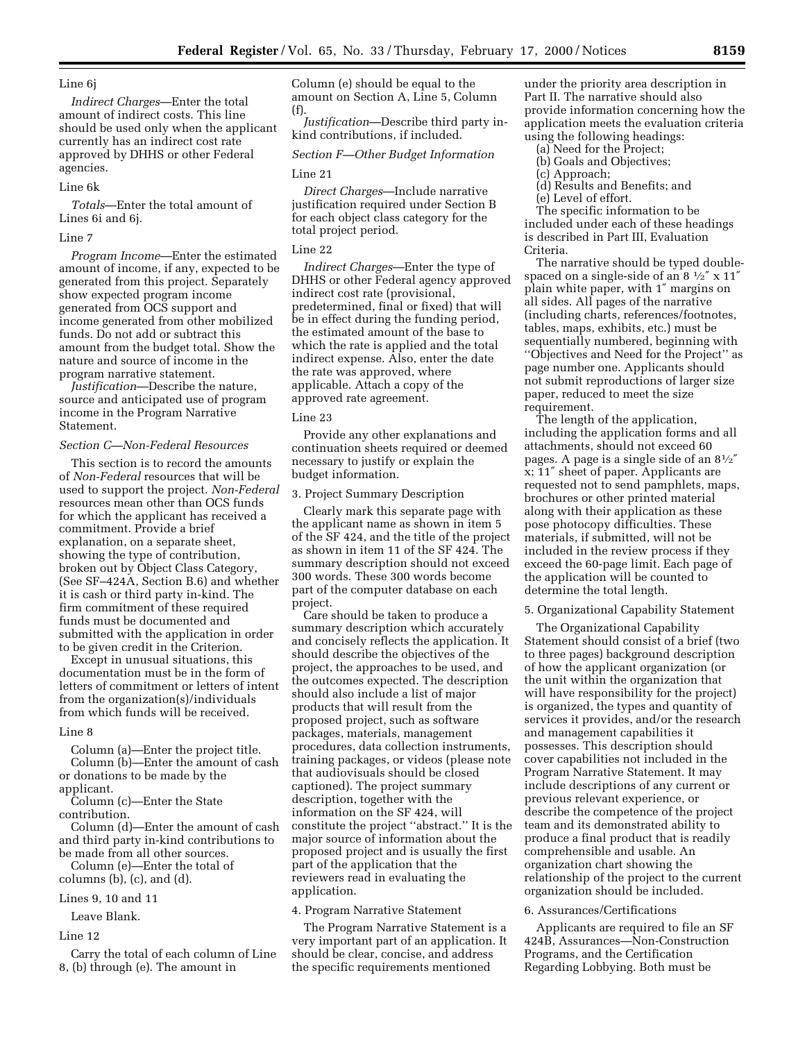Line 6j

*Indirect Charges*—Enter the total amount of indirect costs. This line should be used only when the applicant currently has an indirect cost rate approved by DHHS or other Federal agencies.

Line 6k

*Totals*—Enter the total amount of Lines 6i and 6j.

Line 7

*Program Income*—Enter the estimated amount of income, if any, expected to be generated from this project. Separately show expected program income generated from OCS support and income generated from other mobilized funds. Do not add or subtract this amount from the budget total. Show the nature and source of income in the program narrative statement.

*Justification*—Describe the nature, source and anticipated use of program income in the Program Narrative Statement.

*Section C—Non-Federal Resources*

This section is to record the amounts of *Non-Federal* resources that will be used to support the project. *Non-Federal* resources mean other than OCS funds for which the applicant has received a commitment. Provide a brief explanation, on a separate sheet, showing the type of contribution, broken out by Object Class Category, (See SF–424A, Section B.6) and whether it is cash or third party in-kind. The firm commitment of these required funds must be documented and submitted with the application in order to be given credit in the Criterion.

Except in unusual situations, this documentation must be in the form of letters of commitment or letters of intent from the organization(s)/individuals from which funds will be received.

Line 8

Column (a)—Enter the project title.
Column (b)—Enter the amount of cash or donations to be made by the applicant.
Column (c)—Enter the State contribution.
Column (d)—Enter the amount of cash and third party in-kind contributions to be made from all other sources.
Column (e)—Enter the total of columns (b), (c), and (d).

Lines 9, 10 and 11

Leave Blank.

Line 12

Carry the total of each column of Line 8, (b) through (e). The amount in Column (e) should be equal to the amount on Section A, Line 5, Column (f).

*Justification*—Describe third party in-kind contributions, if included.

*Section F—Other Budget Information*

Line 21

*Direct Charges*—Include narrative justification required under Section B for each object class category for the total project period.

Line 22

*Indirect Charges*—Enter the type of DHHS or other Federal agency approved indirect cost rate (provisional, predetermined, final or fixed) that will be in effect during the funding period, the estimated amount of the base to which the rate is applied and the total indirect expense. Also, enter the date the rate was approved, where applicable. Attach a copy of the approved rate agreement.

Line 23

Provide any other explanations and continuation sheets required or deemed necessary to justify or explain the budget information.

3. Project Summary Description

Clearly mark this separate page with the applicant name as shown in item 5 of the SF 424, and the title of the project as shown in item 11 of the SF 424. The summary description should not exceed 300 words. These 300 words become part of the computer database on each project.

Care should be taken to produce a summary description which accurately and concisely reflects the application. It should describe the objectives of the project, the approaches to be used, and the outcomes expected. The description should also include a list of major products that will result from the proposed project, such as software packages, materials, management procedures, data collection instruments, training packages, or videos (please note that audiovisuals should be closed captioned). The project summary description, together with the information on the SF 424, will constitute the project ''abstract.'' It is the major source of information about the proposed project and is usually the first part of the application that the reviewers read in evaluating the application.

4. Program Narrative Statement

The Program Narrative Statement is a very important part of an application. It should be clear, concise, and address the specific requirements mentioned under the priority area description in Part II. The narrative should also provide information concerning how the application meets the evaluation criteria using the following headings:

(a) Need for the Project;
(b) Goals and Objectives;
(c) Approach;
(d) Results and Benefits; and
(e) Level of effort.

The specific information to be included under each of these headings is described in Part III, Evaluation Criteria.

The narrative should be typed double-spaced on a single-side of an 8 ½″ x 11″ plain white paper, with 1″ margins on all sides. All pages of the narrative (including charts, references/footnotes, tables, maps, exhibits, etc.) must be sequentially numbered, beginning with ''Objectives and Need for the Project'' as page number one. Applicants should not submit reproductions of larger size paper, reduced to meet the size requirement.

The length of the application, including the application forms and all attachments, should not exceed 60 pages. A page is a single side of an 8½″ x; 11″ sheet of paper. Applicants are requested not to send pamphlets, maps, brochures or other printed material along with their application as these pose photocopy difficulties. These materials, if submitted, will not be included in the review process if they exceed the 60-page limit. Each page of the application will be counted to determine the total length.

5. Organizational Capability Statement

The Organizational Capability Statement should consist of a brief (two to three pages) background description of how the applicant organization (or the unit within the organization that will have responsibility for the project) is organized, the types and quantity of services it provides, and/or the research and management capabilities it possesses. This description should cover capabilities not included in the Program Narrative Statement. It may include descriptions of any current or previous relevant experience, or describe the competence of the project team and its demonstrated ability to produce a final product that is readily comprehensible and usable. An organization chart showing the relationship of the project to the current organization should be included.

6. Assurances/Certifications

Applicants are required to file an SF 424B, Assurances—Non-Construction Programs, and the Certification Regarding Lobbying. Both must be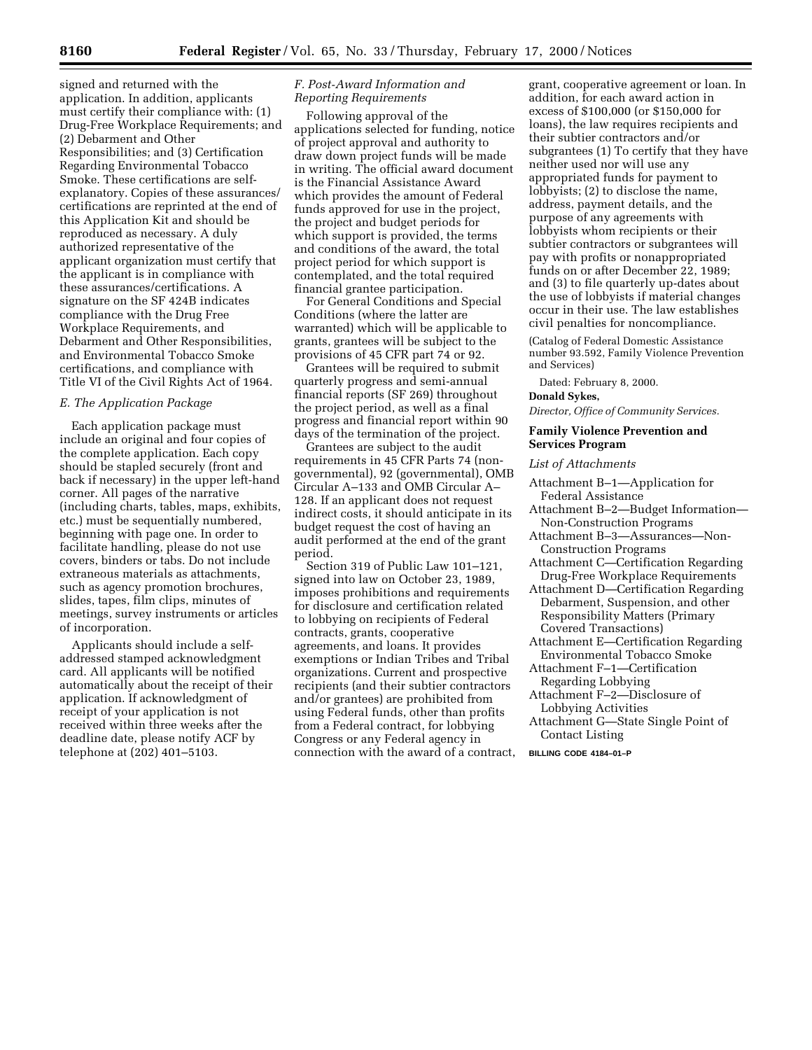signed and returned with the application. In addition, applicants must certify their compliance with: (1) Drug-Free Workplace Requirements; and (2) Debarment and Other Responsibilities; and (3) Certification Regarding Environmental Tobacco Smoke. These certifications are self-explanatory. Copies of these assurances/certifications are reprinted at the end of this Application Kit and should be reproduced as necessary. A duly authorized representative of the applicant organization must certify that the applicant is in compliance with these assurances/certifications. A signature on the SF 424B indicates compliance with the Drug Free Workplace Requirements, and Debarment and Other Responsibilities, and Environmental Tobacco Smoke certifications, and compliance with Title VI of the Civil Rights Act of 1964.

### *E. The Application Package*

Each application package must include an original and four copies of the complete application. Each copy should be stapled securely (front and back if necessary) in the upper left-hand corner. All pages of the narrative (including charts, tables, maps, exhibits, etc.) must be sequentially numbered, beginning with page one. In order to facilitate handling, please do not use covers, binders or tabs. Do not include extraneous materials as attachments, such as agency promotion brochures, slides, tapes, film clips, minutes of meetings, survey instruments or articles of incorporation.

Applicants should include a self-addressed stamped acknowledgment card. All applicants will be notified automatically about the receipt of their application. If acknowledgment of receipt of your application is not received within three weeks after the deadline date, please notify ACF by telephone at (202) 401–5103.

### *F. Post-Award Information and Reporting Requirements*

Following approval of the applications selected for funding, notice of project approval and authority to draw down project funds will be made in writing. The official award document is the Financial Assistance Award which provides the amount of Federal funds approved for use in the project, the project and budget periods for which support is provided, the terms and conditions of the award, the total project period for which support is contemplated, and the total required financial grantee participation.

For General Conditions and Special Conditions (where the latter are warranted) which will be applicable to grants, grantees will be subject to the provisions of 45 CFR part 74 or 92.

Grantees will be required to submit quarterly progress and semi-annual financial reports (SF 269) throughout the project period, as well as a final progress and financial report within 90 days of the termination of the project.

Grantees are subject to the audit requirements in 45 CFR Parts 74 (non-governmental), 92 (governmental), OMB Circular A–133 and OMB Circular A–128. If an applicant does not request indirect costs, it should anticipate in its budget request the cost of having an audit performed at the end of the grant period.

Section 319 of Public Law 101–121, signed into law on October 23, 1989, imposes prohibitions and requirements for disclosure and certification related to lobbying on recipients of Federal contracts, grants, cooperative agreements, and loans. It provides exemptions or Indian Tribes and Tribal organizations. Current and prospective recipients (and their subtier contractors and/or grantees) are prohibited from using Federal funds, other than profits from a Federal contract, for lobbying Congress or any Federal agency in connection with the award of a contract, grant, cooperative agreement or loan. In addition, for each award action in excess of $100,000 (or $150,000 for loans), the law requires recipients and their subtier contractors and/or subgrantees (1) To certify that they have neither used nor will use any appropriated funds for payment to lobbyists; (2) to disclose the name, address, payment details, and the purpose of any agreements with lobbyists whom recipients or their subtier contractors or subgrantees will pay with profits or nonappropriated funds on or after December 22, 1989; and (3) to file quarterly up-dates about the use of lobbyists if material changes occur in their use. The law establishes civil penalties for noncompliance.

(Catalog of Federal Domestic Assistance number 93.592, Family Violence Prevention and Services)

Dated: February 8, 2000.

**Donald Sykes,**

*Director, Office of Community Services.*

## Family Violence Prevention and Services Program

*List of Attachments*

- Attachment B–1—Application for Federal Assistance
- Attachment B–2—Budget Information—Non-Construction Programs
- Attachment B–3—Assurances—Non-Construction Programs
- Attachment C—Certification Regarding Drug-Free Workplace Requirements
- Attachment D—Certification Regarding Debarment, Suspension, and other Responsibility Matters (Primary Covered Transactions)
- Attachment E—Certification Regarding Environmental Tobacco Smoke
- Attachment F–1—Certification Regarding Lobbying
- Attachment F–2—Disclosure of Lobbying Activities
- Attachment G—State Single Point of Contact Listing

BILLING CODE 4184–01–P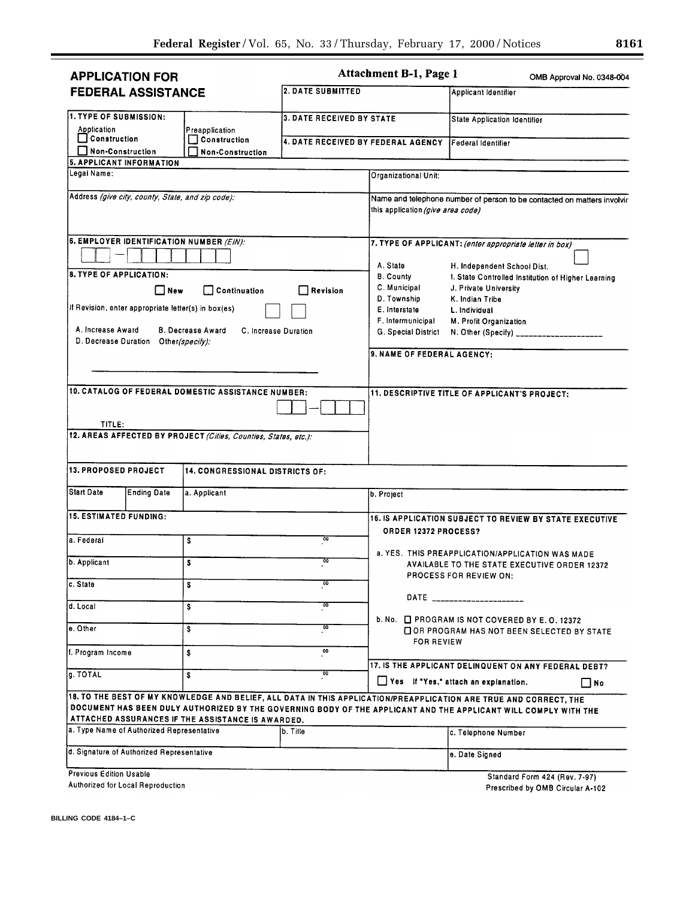**Attachment B-1, Page 1**

# APPLICATION FOR FEDERAL ASSISTANCE

OMB Approval No. 0348-0043

| | |
|---|---|
| **2. DATE SUBMITTED** | Applicant Identifier |
| **3. DATE RECEIVED BY STATE** | State Application Identifier |
| **4. DATE RECEIVED BY FEDERAL AGENCY** | Federal Identifier |

**1. TYPE OF SUBMISSION:**

Application
- ☐ Construction
- ☐ Non-Construction

Preapplication
- ☐ Construction
- ☐ Non-Construction

**5. APPLICANT INFORMATION**

Legal Name:

Organizational Unit:

Address *(give city, county, State, and zip code):*

Name and telephone number of person to be contacted on matters involving this application *(give area code)*

**6. EMPLOYER IDENTIFICATION NUMBER** *(EIN):*

☐☐ – ☐☐☐☐☐☐☐

**7. TYPE OF APPLICANT:** *(enter appropriate letter in box)* ☐

- A. State
- B. County
- C. Municipal
- D. Township
- E. Interstate
- F. Intermunicipal
- G. Special District
- H. Independent School Dist.
- I. State Controlled Institution of Higher Learning
- J. Private University
- K. Indian Tribe
- L. Individual
- M. Profit Organization
- N. Other (Specify) ___________________

**8. TYPE OF APPLICATION:**

☐ New ☐ Continuation ☐ Revision

If Revision, enter appropriate letter(s) in box(es) ☐ ☐

A. Increase Award B. Decrease Award C. Increase Duration
D. Decrease Duration Other*(specify)*:

______________________________

**9. NAME OF FEDERAL AGENCY:**

**10. CATALOG OF FEDERAL DOMESTIC ASSISTANCE NUMBER:**

☐☐ – ☐☐☐

TITLE:

**11. DESCRIPTIVE TITLE OF APPLICANT'S PROJECT:**

**12. AREAS AFFECTED BY PROJECT** *(Cities, Counties, States, etc.):*

| **13. PROPOSED PROJECT** | | **14. CONGRESSIONAL DISTRICTS OF:** | |
|---|---|---|---|
| Start Date | Ending Date | a. Applicant | b. Project |

**15. ESTIMATED FUNDING:**

| | |
|---|---|
| a. Federal | $ .00 |
| b. Applicant | $ .00 |
| c. State | $ .00 |
| d. Local | $ .00 |
| e. Other | $ .00 |
| f. Program Income | $ .00 |
| g. TOTAL | $ .00 |

**16. IS APPLICATION SUBJECT TO REVIEW BY STATE EXECUTIVE ORDER 12372 PROCESS?**

a. YES. THIS PREAPPLICATION/APPLICATION WAS MADE AVAILABLE TO THE STATE EXECUTIVE ORDER 12372 PROCESS FOR REVIEW ON:

DATE ___________________

b. No. ☐ PROGRAM IS NOT COVERED BY E. O. 12372
☐ OR PROGRAM HAS NOT BEEN SELECTED BY STATE FOR REVIEW

**17. IS THE APPLICANT DELINQUENT ON ANY FEDERAL DEBT?**

☐ Yes If "Yes," attach an explanation. ☐ No

**18. TO THE BEST OF MY KNOWLEDGE AND BELIEF, ALL DATA IN THIS APPLICATION/PREAPPLICATION ARE TRUE AND CORRECT, THE DOCUMENT HAS BEEN DULY AUTHORIZED BY THE GOVERNING BODY OF THE APPLICANT AND THE APPLICANT WILL COMPLY WITH THE ATTACHED ASSURANCES IF THE ASSISTANCE IS AWARDED.**

| a. Type Name of Authorized Representative | b. Title | c. Telephone Number |
|---|---|---|
| d. Signature of Authorized Representative | | e. Date Signed |

Previous Edition Usable
Authorized for Local Reproduction

Standard Form 424 (Rev. 7-97)
Prescribed by OMB Circular A-102

BILLING CODE 4184–1–C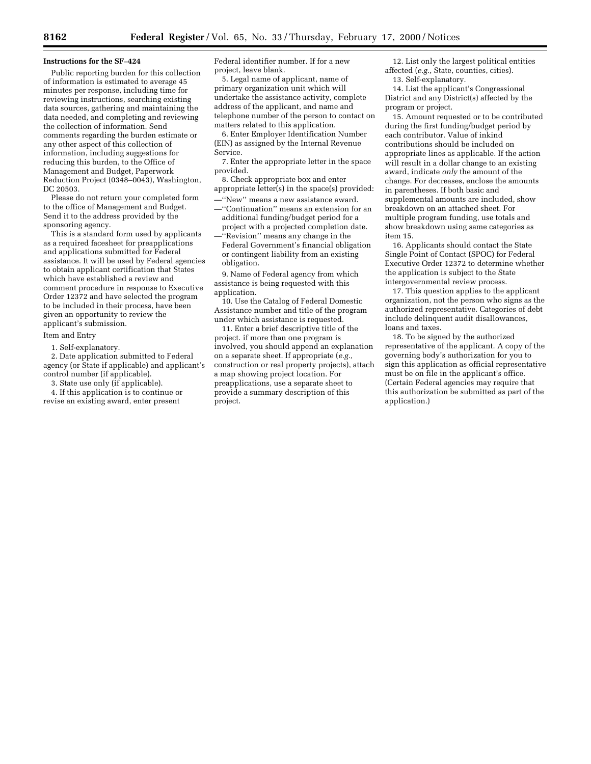**Instructions for the SF–424**

Public reporting burden for this collection of information is estimated to average 45 minutes per response, including time for reviewing instructions, searching existing data sources, gathering and maintaining the data needed, and completing and reviewing the collection of information. Send comments regarding the burden estimate or any other aspect of this collection of information, including suggestions for reducing this burden, to the Office of Management and Budget, Paperwork Reduction Project (0348–0043), Washington, DC 20503.

Please do not return your completed form to the office of Management and Budget. Send it to the address provided by the sponsoring agency.

This is a standard form used by applicants as a required facesheet for preapplications and applications submitted for Federal assistance. It will be used by Federal agencies to obtain applicant certification that States which have established a review and comment procedure in response to Executive Order 12372 and have selected the program to be included in their process, have been given an opportunity to review the applicant's submission.

Item and Entry

1. Self-explanatory.

2. Date application submitted to Federal agency (or State if applicable) and applicant's control number (if applicable).

3. State use only (if applicable).

4. If this application is to continue or revise an existing award, enter present Federal identifier number. If for a new project, leave blank.

5. Legal name of applicant, name of primary organization unit which will undertake the assistance activity, complete address of the applicant, and name and telephone number of the person to contact on matters related to this application.

6. Enter Employer Identification Number (EIN) as assigned by the Internal Revenue Service.

7. Enter the appropriate letter in the space provided.

8. Check appropriate box and enter appropriate letter(s) in the space(s) provided:

—''New'' means a new assistance award.

—''Continuation'' means an extension for an additional funding/budget period for a project with a projected completion date.

—''Revision'' means any change in the Federal Government's financial obligation or contingent liability from an existing obligation.

9. Name of Federal agency from which assistance is being requested with this application.

10. Use the Catalog of Federal Domestic Assistance number and title of the program under which assistance is requested.

11. Enter a brief descriptive title of the project. if more than one program is involved, you should append an explanation on a separate sheet. If appropriate (*e.g.,* construction or real property projects), attach a map showing project location. For preapplications, use a separate sheet to provide a summary description of this project.

12. List only the largest political entities affected (*e.g.,* State, counties, cities).

13. Self-explanatory.

14. List the applicant's Congressional District and any District(s) affected by the program or project.

15. Amount requested or to be contributed during the first funding/budget period by each contributor. Value of inkind contributions should be included on appropriate lines as applicable. If the action will result in a dollar change to an existing award, indicate *only* the amount of the change. For decreases, enclose the amounts in parentheses. If both basic and supplemental amounts are included, show breakdown on an attached sheet. For multiple program funding, use totals and show breakdown using same categories as item 15.

16. Applicants should contact the State Single Point of Contact (SPOC) for Federal Executive Order 12372 to determine whether the application is subject to the State intergovernmental review process.

17. This question applies to the applicant organization, not the person who signs as the authorized representative. Categories of debt include delinquent audit disallowances, loans and taxes.

18. To be signed by the authorized representative of the applicant. A copy of the governing body's authorization for you to sign this application as official representative must be on file in the applicant's office. (Certain Federal agencies may require that this authorization be submitted as part of the application.)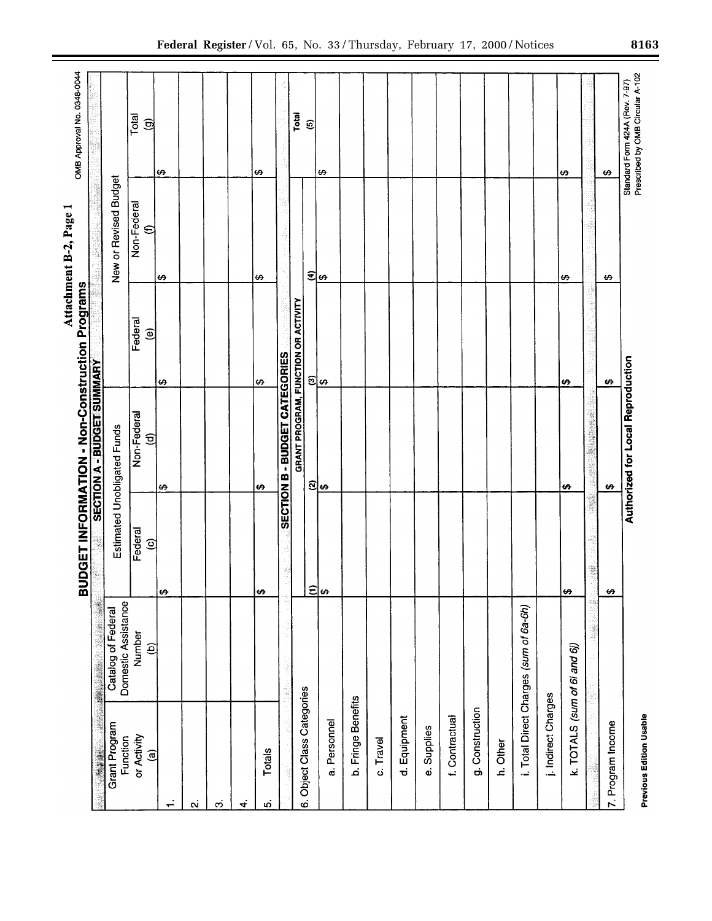## Attachment B-2, Page 1

OMB Approval No. 0348-0044

# BUDGET INFORMATION - Non-Construction Programs

### SECTION A - BUDGET SUMMARY

| Grant Program Function or Activity (a) | Catalog of Federal Domestic Assistance Number (b) | Estimated Unobligated Funds | | New or Revised Budget | | |
|---|---|---|---|---|---|---|
| | | Federal (c) | Non-Federal (d) | Federal (e) | Non-Federal (f) | Total (g) |
| 1. | | $ | $ | $ | $ | $ |
| 2. | | | | | | |
| 3. | | | | | | |
| 4. | | | | | | |
| 5. Totals | | $ | $ | $ | $ | $ |

### SECTION B - BUDGET CATEGORIES

| 6. Object Class Categories | GRANT PROGRAM, FUNCTION OR ACTIVITY | | | | Total |
|---|---|---|---|---|---|
| | (1) | (2) | (3) | (4) | (5) |
| a. Personnel | $ | $ | $ | $ | $ |
| b. Fringe Benefits | | | | | |
| c. Travel | | | | | |
| d. Equipment | | | | | |
| e. Supplies | | | | | |
| f. Contractual | | | | | |
| g. Construction | | | | | |
| h. Other | | | | | |
| i. Total Direct Charges *(sum of 6a-6h)* | | | | | |
| j. Indirect Charges | | | | | |
| k. TOTALS *(sum of 6i and 6j)* | $ | $ | $ | $ | $ |
| | | | | | |
| 7. Program Income | $ | $ | $ | $ | $ |

**Authorized for Local Reproduction**

**Previous Edition Usable**

Standard Form 424A (Rev. 7-97)
Prescribed by OMB Circular A-102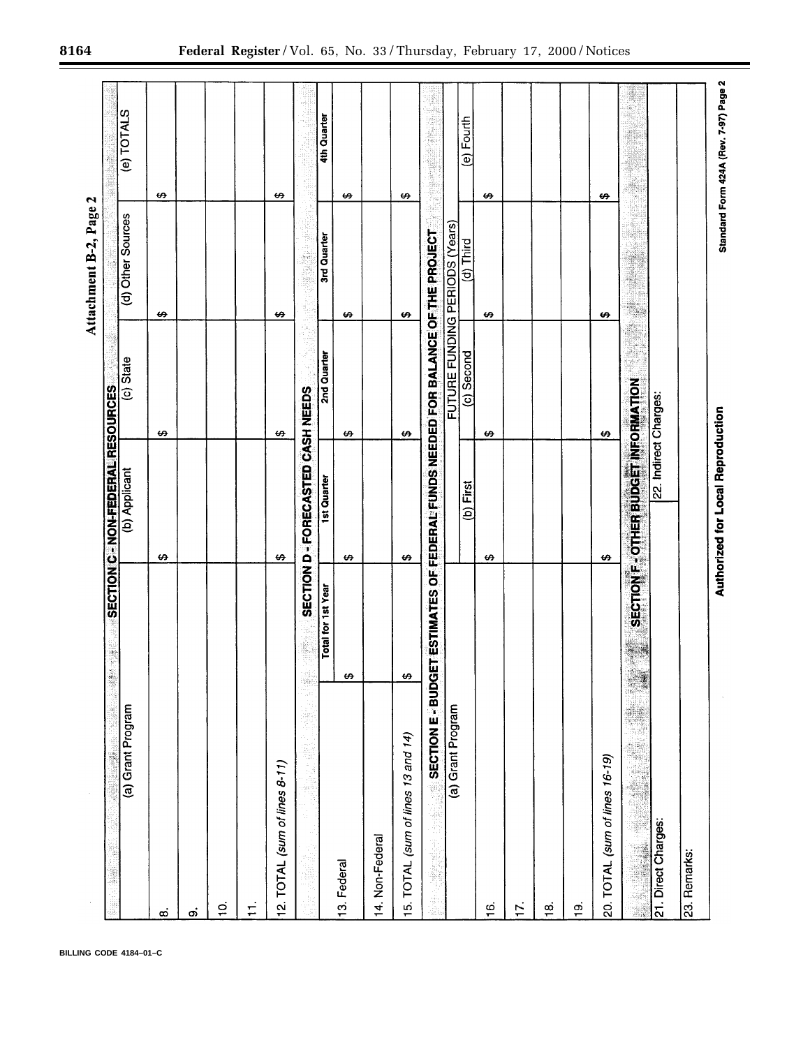Attachment B-2, Page 2

| SECTION C - NON-FEDERAL RESOURCES | | | | |
|---|---|---|---|---|
| (a) Grant Program | (b) Applicant | (c) State | (d) Other Sources | (e) TOTALS |
| 8. | $ | $ | $ | $ |
| 9. | | | | |
| 10. | | | | |
| 11. | | | | |
| 12. TOTAL (*sum of lines 8-11*) | $ | $ | $ | $ |

| SECTION D - FORECASTED CASH NEEDS | | | | |
|---|---|---|---|---|
| | Total for 1st Year | 1st Quarter | 2nd Quarter | 3rd Quarter | 4th Quarter |
| 13. Federal | $ | $ | $ | $ | $ |
| 14. Non-Federal | | | | | |
| 15. TOTAL (*sum of lines 13 and 14*) | $ | $ | $ | $ | $ |

| SECTION E - BUDGET ESTIMATES OF FEDERAL FUNDS NEEDED FOR BALANCE OF THE PROJECT | | | | |
|---|---|---|---|---|
| (a) Grant Program | FUTURE FUNDING PERIODS (Years) | | | |
| | (b) First | (c) Second | (d) Third | (e) Fourth |
| 16. | $ | $ | $ | $ |
| 17. | | | | |
| 18. | | | | |
| 19. | | | | |
| 20. TOTAL (*sum of lines 16-19*) | $ | $ | $ | $ |

| SECTION F - OTHER BUDGET INFORMATION | |
|---|---|
| 21. Direct Charges: | 22. Indirect Charges: |
| 23. Remarks: | |

Authorized for Local Reproduction

Standard Form 424A (Rev. 7-97) Page 2

BILLING CODE 4184–01–C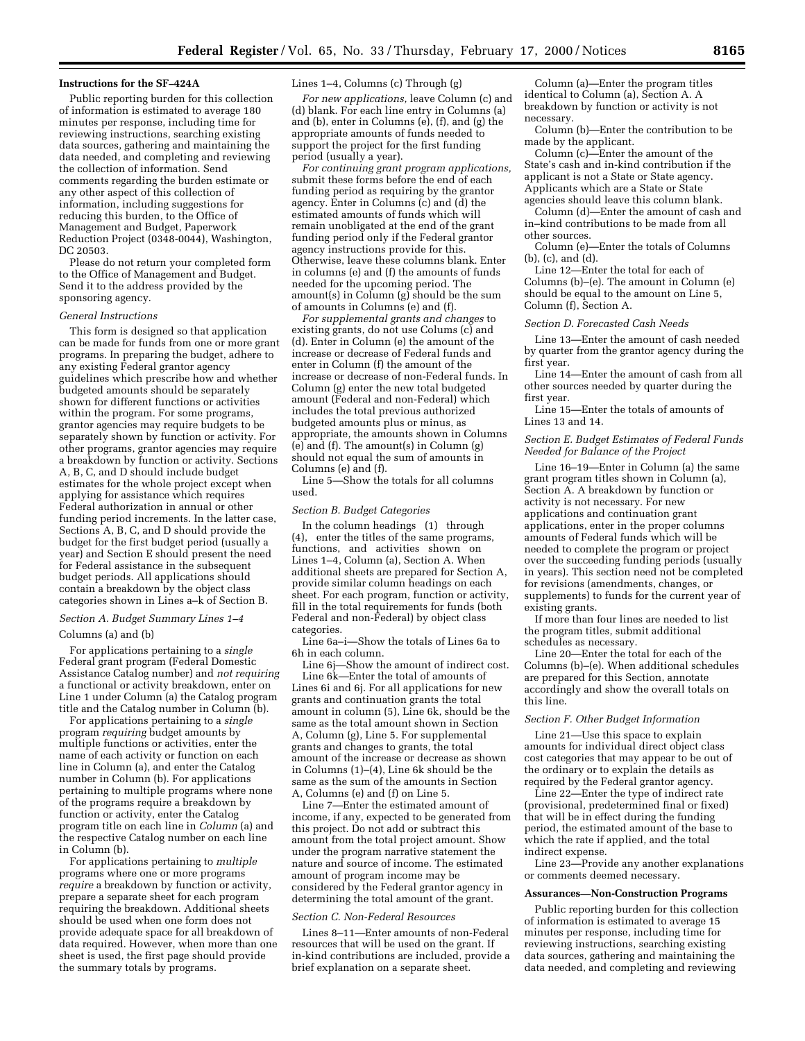**Instructions for the SF–424A**

Public reporting burden for this collection of information is estimated to average 180 minutes per response, including time for reviewing instructions, searching existing data sources, gathering and maintaining the data needed, and completing and reviewing the collection of information. Send comments regarding the burden estimate or any other aspect of this collection of information, including suggestions for reducing this burden, to the Office of Management and Budget, Paperwork Reduction Project (0348-0044), Washington, DC 20503.

Please do not return your completed form to the Office of Management and Budget. Send it to the address provided by the sponsoring agency.

*General Instructions*

This form is designed so that application can be made for funds from one or more grant programs. In preparing the budget, adhere to any existing Federal grantor agency guidelines which prescribe how and whether budgeted amounts should be separately shown for different functions or activities within the program. For some programs, grantor agencies may require budgets to be separately shown by function or activity. For other programs, grantor agencies may require a breakdown by function or activity. Sections A, B, C, and D should include budget estimates for the whole project except when applying for assistance which requires Federal authorization in annual or other funding period increments. In the latter case, Sections A, B, C, and D should provide the budget for the first budget period (usually a year) and Section E should present the need for Federal assistance in the subsequent budget periods. All applications should contain a breakdown by the object class categories shown in Lines a–k of Section B.

*Section A. Budget Summary Lines 1–4*

Columns (a) and (b)

For applications pertaining to a *single* Federal grant program (Federal Domestic Assistance Catalog number) and *not requiring* a functional or activity breakdown, enter on Line 1 under Column (a) the Catalog program title and the Catalog number in Column (b).

For applications pertaining to a *single* program *requiring* budget amounts by multiple functions or activities, enter the name of each activity or function on each line in Column (a), and enter the Catalog number in Column (b). For applications pertaining to multiple programs where none of the programs require a breakdown by function or activity, enter the Catalog program title on each line in *Column* (a) and the respective Catalog number on each line in Column (b).

For applications pertaining to *multiple* programs where one or more programs *require* a breakdown by function or activity, prepare a separate sheet for each program requiring the breakdown. Additional sheets should be used when one form does not provide adequate space for all breakdown of data required. However, when more than one sheet is used, the first page should provide the summary totals by programs.

Lines 1–4, Columns (c) Through (g)

*For new applications,* leave Column (c) and (d) blank. For each line entry in Columns (a) and (b), enter in Columns (e), (f), and (g) the appropriate amounts of funds needed to support the project for the first funding period (usually a year).

*For continuing grant program applications,* submit these forms before the end of each funding period as requiring by the grantor agency. Enter in Columns (c) and (d) the estimated amounts of funds which will remain unobligated at the end of the grant funding period only if the Federal grantor agency instructions provide for this. Otherwise, leave these columns blank. Enter in columns (e) and (f) the amounts of funds needed for the upcoming period. The amount(s) in Column (g) should be the sum of amounts in Columns (e) and (f).

*For supplemental grants and changes* to existing grants, do not use Colums (c) and (d). Enter in Column (e) the amount of the increase or decrease of Federal funds and enter in Column (f) the amount of the increase or decrease of non-Federal funds. In Column (g) enter the new total budgeted amount (Federal and non-Federal) which includes the total previous authorized budgeted amounts plus or minus, as appropriate, the amounts shown in Columns (e) and (f). The amount(s) in Column (g) should not equal the sum of amounts in Columns (e) and (f).

Line 5—Show the totals for all columns used.

*Section B. Budget Categories*

In the column headings (1) through (4), enter the titles of the same programs, functions, and activities shown on Lines 1–4, Column (a), Section A. When additional sheets are prepared for Section A, provide similar column headings on each sheet. For each program, function or activity, fill in the total requirements for funds (both Federal and non-Federal) by object class categories.

Line 6a–i—Show the totals of Lines 6a to 6h in each column.

Line 6j—Show the amount of indirect cost.

Line 6k—Enter the total of amounts of Lines 6i and 6j. For all applications for new grants and continuation grants the total amount in column (5), Line 6k, should be the same as the total amount shown in Section A, Column (g), Line 5. For supplemental grants and changes to grants, the total amount of the increase or decrease as shown in Columns (1)–(4), Line 6k should be the same as the sum of the amounts in Section A, Columns (e) and (f) on Line 5.

Line 7—Enter the estimated amount of income, if any, expected to be generated from this project. Do not add or subtract this amount from the total project amount. Show under the program narrative statement the nature and source of income. The estimated amount of program income may be considered by the Federal grantor agency in determining the total amount of the grant.

*Section C. Non-Federal Resources*

Lines 8–11—Enter amounts of non-Federal resources that will be used on the grant. If in-kind contributions are included, provide a brief explanation on a separate sheet.

Column (a)—Enter the program titles identical to Column (a), Section A. A breakdown by function or activity is not necessary.

Column (b)—Enter the contribution to be made by the applicant.

Column (c)—Enter the amount of the State's cash and in-kind contribution if the applicant is not a State or State agency. Applicants which are a State or State agencies should leave this column blank.

Column (d)—Enter the amount of cash and in–kind contributions to be made from all other sources.

Column (e)—Enter the totals of Columns (b), (c), and (d).

Line 12—Enter the total for each of Columns (b)–(e). The amount in Column (e) should be equal to the amount on Line 5, Column (f), Section A.

*Section D. Forecasted Cash Needs*

Line 13—Enter the amount of cash needed by quarter from the grantor agency during the first year.

Line 14—Enter the amount of cash from all other sources needed by quarter during the first year.

Line 15—Enter the totals of amounts of Lines 13 and 14.

*Section E. Budget Estimates of Federal Funds Needed for Balance of the Project*

Line 16–19—Enter in Column (a) the same grant program titles shown in Column (a), Section A. A breakdown by function or activity is not necessary. For new applications and continuation grant applications, enter in the proper columns amounts of Federal funds which will be needed to complete the program or project over the succeeding funding periods (usually in years). This section need not be completed for revisions (amendments, changes, or supplements) to funds for the current year of existing grants.

If more than four lines are needed to list the program titles, submit additional schedules as necessary.

Line 20—Enter the total for each of the Columns (b)–(e). When additional schedules are prepared for this Section, annotate accordingly and show the overall totals on this line.

*Section F. Other Budget Information*

Line 21—Use this space to explain amounts for individual direct object class cost categories that may appear to be out of the ordinary or to explain the details as required by the Federal grantor agency.

Line 22—Enter the type of indirect rate (provisional, predetermined final or fixed) that will be in effect during the funding period, the estimated amount of the base to which the rate if applied, and the total indirect expense.

Line 23—Provide any another explanations or comments deemed necessary.

**Assurances—Non-Construction Programs**

Public reporting burden for this collection of information is estimated to average 15 minutes per response, including time for reviewing instructions, searching existing data sources, gathering and maintaining the data needed, and completing and reviewing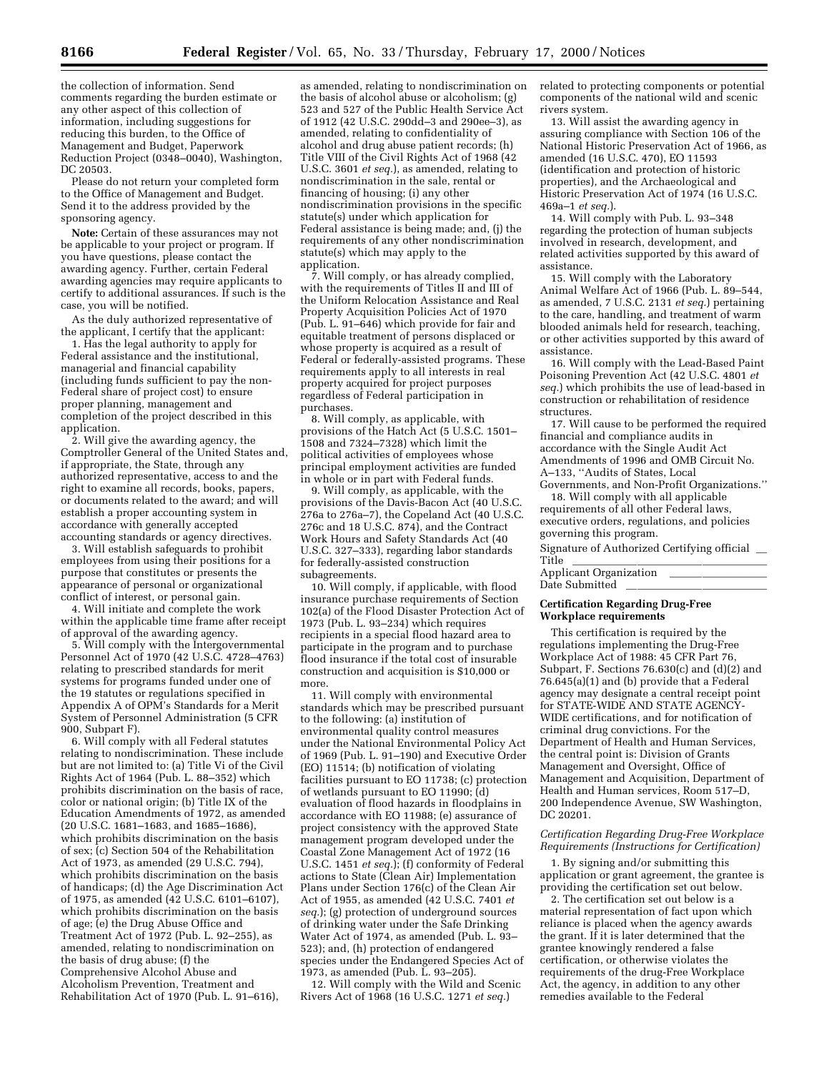the collection of information. Send comments regarding the burden estimate or any other aspect of this collection of information, including suggestions for reducing this burden, to the Office of Management and Budget, Paperwork Reduction Project (0348–0040), Washington, DC 20503.

Please do not return your completed form to the Office of Management and Budget. Send it to the address provided by the sponsoring agency.

**Note:** Certain of these assurances may not be applicable to your project or program. If you have questions, please contact the awarding agency. Further, certain Federal awarding agencies may require applicants to certify to additional assurances. If such is the case, you will be notified.

As the duly authorized representative of the applicant, I certify that the applicant:

1. Has the legal authority to apply for Federal assistance and the institutional, managerial and financial capability (including funds sufficient to pay the non-Federal share of project cost) to ensure proper planning, management and completion of the project described in this application.

2. Will give the awarding agency, the Comptroller General of the United States and, if appropriate, the State, through any authorized representative, access to and the right to examine all records, books, papers, or documents related to the award; and will establish a proper accounting system in accordance with generally accepted accounting standards or agency directives.

3. Will establish safeguards to prohibit employees from using their positions for a purpose that constitutes or presents the appearance of personal or organizational conflict of interest, or personal gain.

4. Will initiate and complete the work within the applicable time frame after receipt of approval of the awarding agency.

5. Will comply with the Intergovernmental Personnel Act of 1970 (42 U.S.C. 4728–4763) relating to prescribed standards for merit systems for programs funded under one of the 19 statutes or regulations specified in Appendix A of OPM's Standards for a Merit System of Personnel Administration (5 CFR 900, Subpart F).

6. Will comply with all Federal statutes relating to nondiscrimination. These include but are not limited to: (a) Title Vi of the Civil Rights Act of 1964 (Pub. L. 88–352) which prohibits discrimination on the basis of race, color or national origin; (b) Title IX of the Education Amendments of 1972, as amended (20 U.S.C. 1681–1683, and 1685–1686), which prohibits discrimination on the basis of sex; (c) Section 504 of the Rehabilitation Act of 1973, as amended (29 U.S.C. 794), which prohibits discrimination on the basis of handicaps; (d) the Age Discrimination Act of 1975, as amended (42 U.S.C. 6101–6107), which prohibits discrimination on the basis of age; (e) the Drug Abuse Office and Treatment Act of 1972 (Pub. L. 92–255), as amended, relating to nondiscrimination on the basis of drug abuse; (f) the Comprehensive Alcohol Abuse and Alcoholism Prevention, Treatment and Rehabilitation Act of 1970 (Pub. L. 91–616), as amended, relating to nondiscrimination on the basis of alcohol abuse or alcoholism; (g) 523 and 527 of the Public Health Service Act of 1912 (42 U.S.C. 290dd–3 and 290ee–3), as amended, relating to confidentiality of alcohol and drug abuse patient records; (h) Title VIII of the Civil Rights Act of 1968 (42 U.S.C. 3601 *et seq.*), as amended, relating to nondiscrimination in the sale, rental or financing of housing; (i) any other nondiscrimination provisions in the specific statute(s) under which application for Federal assistance is being made; and, (j) the requirements of any other nondiscrimination statute(s) which may apply to the application.

7. Will comply, or has already complied, with the requirements of Titles II and III of the Uniform Relocation Assistance and Real Property Acquisition Policies Act of 1970 (Pub. L. 91–646) which provide for fair and equitable treatment of persons displaced or whose property is acquired as a result of Federal or federally-assisted programs. These requirements apply to all interests in real property acquired for project purposes regardless of Federal participation in purchases.

8. Will comply, as applicable, with provisions of the Hatch Act (5 U.S.C. 1501–1508 and 7324–7328) which limit the political activities of employees whose principal employment activities are funded in whole or in part with Federal funds.

9. Will comply, as applicable, with the provisions of the Davis-Bacon Act (40 U.S.C. 276a to 276a–7), the Copeland Act (40 U.S.C. 276c and 18 U.S.C. 874), and the Contract Work Hours and Safety Standards Act (40 U.S.C. 327–333), regarding labor standards for federally-assisted construction subagreements.

10. Will comply, if applicable, with flood insurance purchase requirements of Section 102(a) of the Flood Disaster Protection Act of 1973 (Pub. L. 93–234) which requires recipients in a special flood hazard area to participate in the program and to purchase flood insurance if the total cost of insurable construction and acquisition is $10,000 or more.

11. Will comply with environmental standards which may be prescribed pursuant to the following: (a) institution of environmental quality control measures under the National Environmental Policy Act of 1969 (Pub. L. 91–190) and Executive Order (EO) 11514; (b) notification of violating facilities pursuant to EO 11738; (c) protection of wetlands pursuant to EO 11990; (d) evaluation of flood hazards in floodplains in accordance with EO 11988; (e) assurance of project consistency with the approved State management program developed under the Coastal Zone Management Act of 1972 (16 U.S.C. 1451 *et seq.*); (f) conformity of Federal actions to State (Clean Air) Implementation Plans under Section 176(c) of the Clean Air Act of 1955, as amended (42 U.S.C. 7401 *et seq.*); (g) protection of underground sources of drinking water under the Safe Drinking Water Act of 1974, as amended (Pub. L. 93–523); and, (h) protection of endangered species under the Endangered Species Act of 1973, as amended (Pub. L. 93–205).

12. Will comply with the Wild and Scenic Rivers Act of 1968 (16 U.S.C. 1271 *et seq.*) related to protecting components or potential components of the national wild and scenic rivers system.

13. Will assist the awarding agency in assuring compliance with Section 106 of the National Historic Preservation Act of 1966, as amended (16 U.S.C. 470), EO 11593 (identification and protection of historic properties), and the Archaeological and Historic Preservation Act of 1974 (16 U.S.C. 469a–1 *et seq.*).

14. Will comply with Pub. L. 93–348 regarding the protection of human subjects involved in research, development, and related activities supported by this award of assistance.

15. Will comply with the Laboratory Animal Welfare Act of 1966 (Pub. L. 89–544, as amended, 7 U.S.C. 2131 *et seq.*) pertaining to the care, handling, and treatment of warm blooded animals held for research, teaching, or other activities supported by this award of assistance.

16. Will comply with the Lead-Based Paint Poisoning Prevention Act (42 U.S.C. 4801 *et seq.*) which prohibits the use of lead-based in construction or rehabilitation of residence structures.

17. Will cause to be performed the required financial and compliance audits in accordance with the Single Audit Act Amendments of 1996 and OMB Circuit No. A–133, ''Audits of States, Local Governments, and Non-Profit Organizations.''

18. Will comply with all applicable requirements of all other Federal laws, executive orders, regulations, and policies governing this program.

Signature of Authorized Certifying official \_\_
Title \_\_\_\_\_\_\_\_\_\_\_\_\_\_\_\_\_\_\_\_
Applicant Organization \_\_\_\_\_\_\_\_\_\_\_\_
Date Submitted \_\_\_\_\_\_\_\_\_\_\_\_\_\_\_\_\_\_

## Certification Regarding Drug-Free Workplace requirements

This certification is required by the regulations implementing the Drug-Free Workplace Act of 1988: 45 CFR Part 76, Subpart, F. Sections 76.630(c) and (d)(2) and 76.645(a)(1) and (b) provide that a Federal agency may designate a central receipt point for STATE-WIDE AND STATE AGENCY-WIDE certifications, and for notification of criminal drug convictions. For the Department of Health and Human Services, the central point is: Division of Grants Management and Oversight, Office of Management and Acquisition, Department of Health and Human services, Room 517–D, 200 Independence Avenue, SW Washington, DC 20201.

### *Certification Regarding Drug-Free Workplace Requirements (Instructions for Certification)*

1. By signing and/or submitting this application or grant agreement, the grantee is providing the certification set out below.

2. The certification set out below is a material representation of fact upon which reliance is placed when the agency awards the grant. If it is later determined that the grantee knowingly rendered a false certification, or otherwise violates the requirements of the drug-Free Workplace Act, the agency, in addition to any other remedies available to the Federal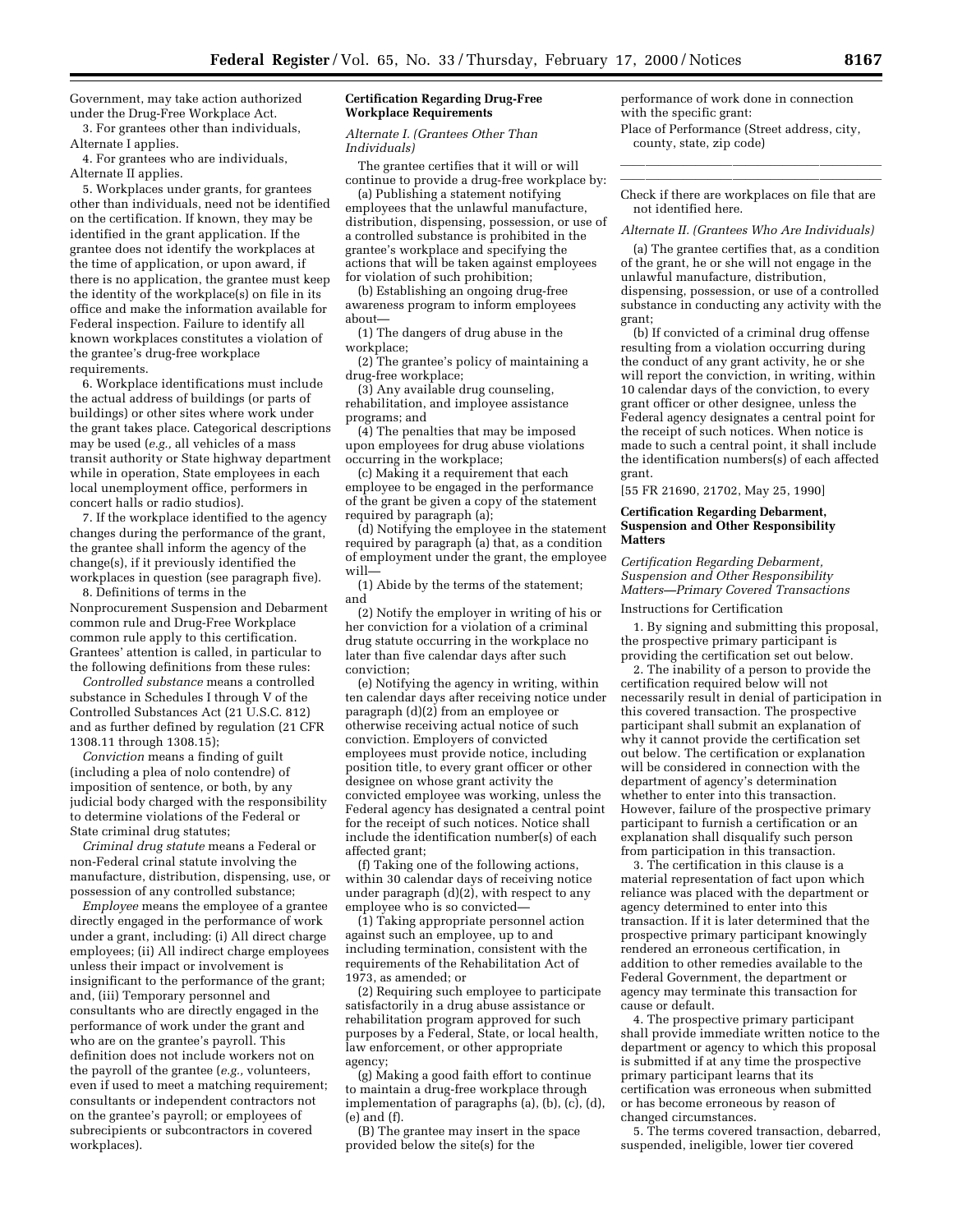Government, may take action authorized under the Drug-Free Workplace Act.

3. For grantees other than individuals, Alternate I applies.

4. For grantees who are individuals, Alternate II applies.

5. Workplaces under grants, for grantees other than individuals, need not be identified on the certification. If known, they may be identified in the grant application. If the grantee does not identify the workplaces at the time of application, or upon award, if there is no application, the grantee must keep the identity of the workplace(s) on file in its office and make the information available for Federal inspection. Failure to identify all known workplaces constitutes a violation of the grantee's drug-free workplace requirements.

6. Workplace identifications must include the actual address of buildings (or parts of buildings) or other sites where work under the grant takes place. Categorical descriptions may be used (*e.g.,* all vehicles of a mass transit authority or State highway department while in operation, State employees in each local unemployment office, performers in concert halls or radio studios).

7. If the workplace identified to the agency changes during the performance of the grant, the grantee shall inform the agency of the change(s), if it previously identified the workplaces in question (see paragraph five).

8. Definitions of terms in the Nonprocurement Suspension and Debarment common rule and Drug-Free Workplace common rule apply to this certification. Grantees' attention is called, in particular to the following definitions from these rules:

*Controlled substance* means a controlled substance in Schedules I through V of the Controlled Substances Act (21 U.S.C. 812) and as further defined by regulation (21 CFR 1308.11 through 1308.15);

*Conviction* means a finding of guilt (including a plea of nolo contendre) of imposition of sentence, or both, by any judicial body charged with the responsibility to determine violations of the Federal or State criminal drug statutes;

*Criminal drug statute* means a Federal or non-Federal crinal statute involving the manufacture, distribution, dispensing, use, or possession of any controlled substance;

*Employee* means the employee of a grantee directly engaged in the performance of work under a grant, including: (i) All direct charge employees; (ii) All indirect charge employees unless their impact or involvement is insignificant to the performance of the grant; and, (iii) Temporary personnel and consultants who are directly engaged in the performance of work under the grant and who are on the grantee's payroll. This definition does not include workers not on the payroll of the grantee (*e.g.,* volunteers, even if used to meet a matching requirement; consultants or independent contractors not on the grantee's payroll; or employees of subrecipients or subcontractors in covered workplaces).

**Certification Regarding Drug-Free Workplace Requirements**

*Alternate I. (Grantees Other Than Individuals)*

The grantee certifies that it will or will continue to provide a drug-free workplace by:

(a) Publishing a statement notifying employees that the unlawful manufacture, distribution, dispensing, possession, or use of a controlled substance is prohibited in the grantee's workplace and specifying the actions that will be taken against employees for violation of such prohibition;

(b) Establishing an ongoing drug-free awareness program to inform employees about—

(1) The dangers of drug abuse in the workplace;

(2) The grantee's policy of maintaining a drug-free workplace;

(3) Any available drug counseling, rehabilitation, and imployee assistance programs; and

(4) The penalties that may be imposed upon employees for drug abuse violations occurring in the workplace;

(c) Making it a requirement that each employee to be engaged in the performance of the grant be given a copy of the statement required by paragraph (a);

(d) Notifying the employee in the statement required by paragraph (a) that, as a condition of employment under the grant, the employee will—

(1) Abide by the terms of the statement; and

(2) Notify the employer in writing of his or her conviction for a violation of a criminal drug statute occurring in the workplace no later than five calendar days after such conviction;

(e) Notifying the agency in writing, within ten calendar days after receiving notice under paragraph (d)(2) from an employee or otherwise receiving actual notice of such conviction. Employers of convicted employees must provide notice, including position title, to every grant officer or other designee on whose grant activity the convicted employee was working, unless the Federal agency has designated a central point for the receipt of such notices. Notice shall include the identification number(s) of each affected grant;

(f) Taking one of the following actions, within 30 calendar days of receiving notice under paragraph (d)(2), with respect to any employee who is so convicted—

(1) Taking appropriate personnel action against such an employee, up to and including termination, consistent with the requirements of the Rehabilitation Act of 1973, as amended; or

(2) Requiring such employee to participate satisfactorily in a drug abuse assistance or rehabilitation program approved for such purposes by a Federal, State, or local health, law enforcement, or other appropriate agency;

(g) Making a good faith effort to continue to maintain a drug-free workplace through implementation of paragraphs (a), (b), (c), (d), (e) and (f).

(B) The grantee may insert in the space provided below the site(s) for the performance of work done in connection with the specific grant:

Place of Performance (Street address, city, county, state, zip code)

\_\_\_\_\_\_\_\_\_\_\_\_\_\_\_\_\_\_\_\_\_\_\_\_\_\_\_\_\_\_\_\_\_\_\_\_\_\_\_\_

\_\_\_\_\_\_\_\_\_\_\_\_\_\_\_\_\_\_\_\_\_\_\_\_\_\_\_\_\_\_\_\_\_\_\_\_\_\_\_\_

Check if there are workplaces on file that are not identified here.

*Alternate II. (Grantees Who Are Individuals)*

(a) The grantee certifies that, as a condition of the grant, he or she will not engage in the unlawful manufacture, distribution, dispensing, possession, or use of a controlled substance in conducting any activity with the grant;

(b) If convicted of a criminal drug offense resulting from a violation occurring during the conduct of any grant activity, he or she will report the conviction, in writing, within 10 calendar days of the conviction, to every grant officer or other designee, unless the Federal agency designates a central point for the receipt of such notices. When notice is made to such a central point, it shall include the identification numbers(s) of each affected grant.

[55 FR 21690, 21702, May 25, 1990]

**Certification Regarding Debarment, Suspension and Other Responsibility Matters**

*Certification Regarding Debarment, Suspension and Other Responsibility Matters—Primary Covered Transactions*

Instructions for Certification

1. By signing and submitting this proposal, the prospective primary participant is providing the certification set out below.

2. The inability of a person to provide the certification required below will not necessarily result in denial of participation in this covered transaction. The prospective participant shall submit an explanation of why it cannot provide the certification set out below. The certification or explanation will be considered in connection with the department of agency's determination whether to enter into this transaction. However, failure of the prospective primary participant to furnish a certification or an explanation shall disqualify such person from participation in this transaction.

3. The certification in this clause is a material representation of fact upon which reliance was placed with the department or agency determined to enter into this transaction. If it is later determined that the prospective primary participant knowingly rendered an erroneous certification, in addition to other remedies available to the Federal Government, the department or agency may terminate this transaction for cause or default.

4. The prospective primary participant shall provide immediate written notice to the department or agency to which this proposal is submitted if at any time the prospective primary participant learns that its certification was erroneous when submitted or has become erroneous by reason of changed circumstances.

5. The terms covered transaction, debarred, suspended, ineligible, lower tier covered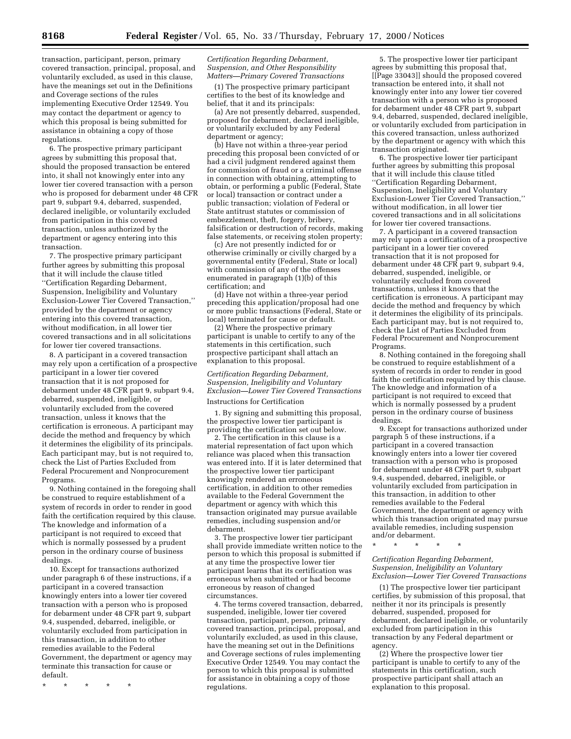transaction, participant, person, primary covered transaction, principal, proposal, and voluntarily excluded, as used in this clause, have the meanings set out in the Definitions and Coverage sections of the rules implementing Executive Order 12549. You may contact the department or agency to which this proposal is being submitted for assistance in obtaining a copy of those regulations.

6. The prospective primary participant agrees by submitting this proposal that, should the proposed transaction be entered into, it shall not knowingly enter into any lower tier covered transaction with a person who is proposed for debarment under 48 CFR part 9, subpart 9.4, debarred, suspended, declared ineligible, or voluntarily excluded from participation in this covered transaction, unless authorized by the department or agency entering into this transaction.

7. The prospective primary participant further agrees by submitting this proposal that it will include the clause titled ''Certification Regarding Debarment, Suspension, Ineligibility and Voluntary Exclusion-Lower Tier Covered Transaction,'' provided by the department or agency entering into this covered transaction, without modification, in all lower tier covered transactions and in all solicitations for lower tier covered transactions.

8. A participant in a covered transaction may rely upon a certification of a prospective participant in a lower tier covered transaction that it is not proposed for debarment under 48 CFR part 9, subpart 9.4, debarred, suspended, ineligible, or voluntarily excluded from the covered transaction, unless it knows that the certification is erroneous. A participant may decide the method and frequency by which it determines the eligibility of its principals. Each participant may, but is not required to, check the List of Parties Excluded from Federal Procurement and Nonprocurement Programs.

9. Nothing contained in the foregoing shall be construed to require establishment of a system of records in order to render in good faith the certification required by this clause. The knowledge and information of a participant is not required to exceed that which is normally possessed by a prudent person in the ordinary course of business dealings.

10. Except for transactions authorized under paragraph 6 of these instructions, if a participant in a covered transaction knowingly enters into a lower tier covered transaction with a person who is proposed for debarment under 48 CFR part 9, subpart 9.4, suspended, debarred, ineligible, or voluntarily excluded from participation in this transaction, in addition to other remedies available to the Federal Government, the department or agency may terminate this transaction for cause or default.

\* \* \* \* \*

*Certification Regarding Debarment, Suspension, and Other Responsibility Matters—Primary Covered Transactions*

(1) The prospective primary participant certifies to the best of its knowledge and belief, that it and its principals:

(a) Are not presently debarred, suspended, proposed for debarment, declared ineligible, or voluntarily excluded by any Federal department or agency;

(b) Have not within a three-year period preceding this proposal been convicted of or had a civil judgment rendered against them for commission of fraud or a criminal offense in connection with obtaining, attempting to obtain, or performing a public (Federal, State or local) transaction or contract under a public transaction; violation of Federal or State antitrust statutes or commission of embezzlement, theft, forgery, bribery, falsification or destruction of records, making false statements, or receiving stolen property;

(c) Are not presently indicted for or otherwise criminally or civilly charged by a governmental entity (Federal, State or local) with commission of any of the offenses enumerated in paragraph (1)(b) of this certification; and

(d) Have not within a three-year period preceding this application/proposal had one or more public transactions (Federal, State or local) terminated for cause or default.

(2) Where the prospective primary participant is unable to certify to any of the statements in this certification, such prospective participant shall attach an explanation to this proposal.

*Certification Regarding Debarment, Suspension, Ineligibility and Voluntary Exclusion—Lower Tier Covered Transactions*

Instructions for Certification

1. By signing and submitting this proposal, the prospective lower tier participant is providing the certification set out below.

2. The certification in this clause is a material representation of fact upon which reliance was placed when this transaction was entered into. If it is later determined that the prospective lower tier participant knowingly rendered an erroneous certification, in addition to other remedies available to the Federal Government the department or agency with which this transaction originated may pursue available remedies, including suspension and/or debarment.

3. The prospective lower tier participant shall provide immediate written notice to the person to which this proposal is submitted if at any time the prospective lower tier participant learns that its certification was erroneous when submitted or had become erroneous by reason of changed circumstances.

4. The terms covered transaction, debarred, suspended, ineligible, lower tier covered transaction, participant, person, primary covered transaction, principal, proposal, and voluntarily excluded, as used in this clause, have the meaning set out in the Definitions and Coverage sections of rules implementing Executive Order 12549. You may contact the person to which this proposal is submitted for assistance in obtaining a copy of those regulations.

5. The prospective lower tier participant agrees by submitting this proposal that, [[Page 33043]] should the proposed covered transaction be entered into, it shall not knowingly enter into any lower tier covered transaction with a person who is proposed for debarment under 48 CFR part 9, subpart 9.4, debarred, suspended, declared ineligible, or voluntarily excluded from participation in this covered transaction, unless authorized by the department or agency with which this transaction originated.

6. The prospective lower tier participant further agrees by submitting this proposal that it will include this clause titled ''Certification Regarding Debarment, Suspension, Ineligibility and Voluntary Exclusion-Lower Tier Covered Transaction,'' without modification, in all lower tier covered transactions and in all solicitations for lower tier covered transactions.

7. A participant in a covered transaction may rely upon a certification of a prospective participant in a lower tier covered transaction that it is not proposed for debarment under 48 CFR part 9, subpart 9.4, debarred, suspended, ineligible, or voluntarily excluded from covered transactions, unless it knows that the certification is erroneous. A participant may decide the method and frequency by which it determines the eligibility of its principals. Each participant may, but is not required to, check the List of Parties Excluded from Federal Procurement and Nonprocurement Programs.

8. Nothing contained in the foregoing shall be construed to require establishment of a system of records in order to render in good faith the certification required by this clause. The knowledge and information of a participant is not required to exceed that which is normally possessed by a prudent person in the ordinary course of business dealings.

9. Except for transactions authorized under pargraph 5 of these instructions, if a participant in a covered transaction knowingly enters into a lower tier covered transaction with a person who is proposed for debarment under 48 CFR part 9, subpart 9.4, suspended, debarred, ineligible, or voluntarily excluded from participation in this transaction, in addition to other remedies available to the Federal Government, the department or agency with which this transaction originated may pursue available remedies, including suspension and/or debarment.

\* \* \* \* \*

*Certification Regarding Debarment, Suspension, Ineligibility an Voluntary Exclusion—Lower Tier Covered Transactions*

(1) The prospective lower tier participant certifies, by submission of this proposal, that neither it nor its principals is presently debarred, suspended, proposed for debarment, declared ineligible, or voluntarily excluded from participation in this transaction by any Federal department or agency.

(2) Where the prospective lower tier participant is unable to certify to any of the statements in this certification, such prospective participant shall attach an explanation to this proposal.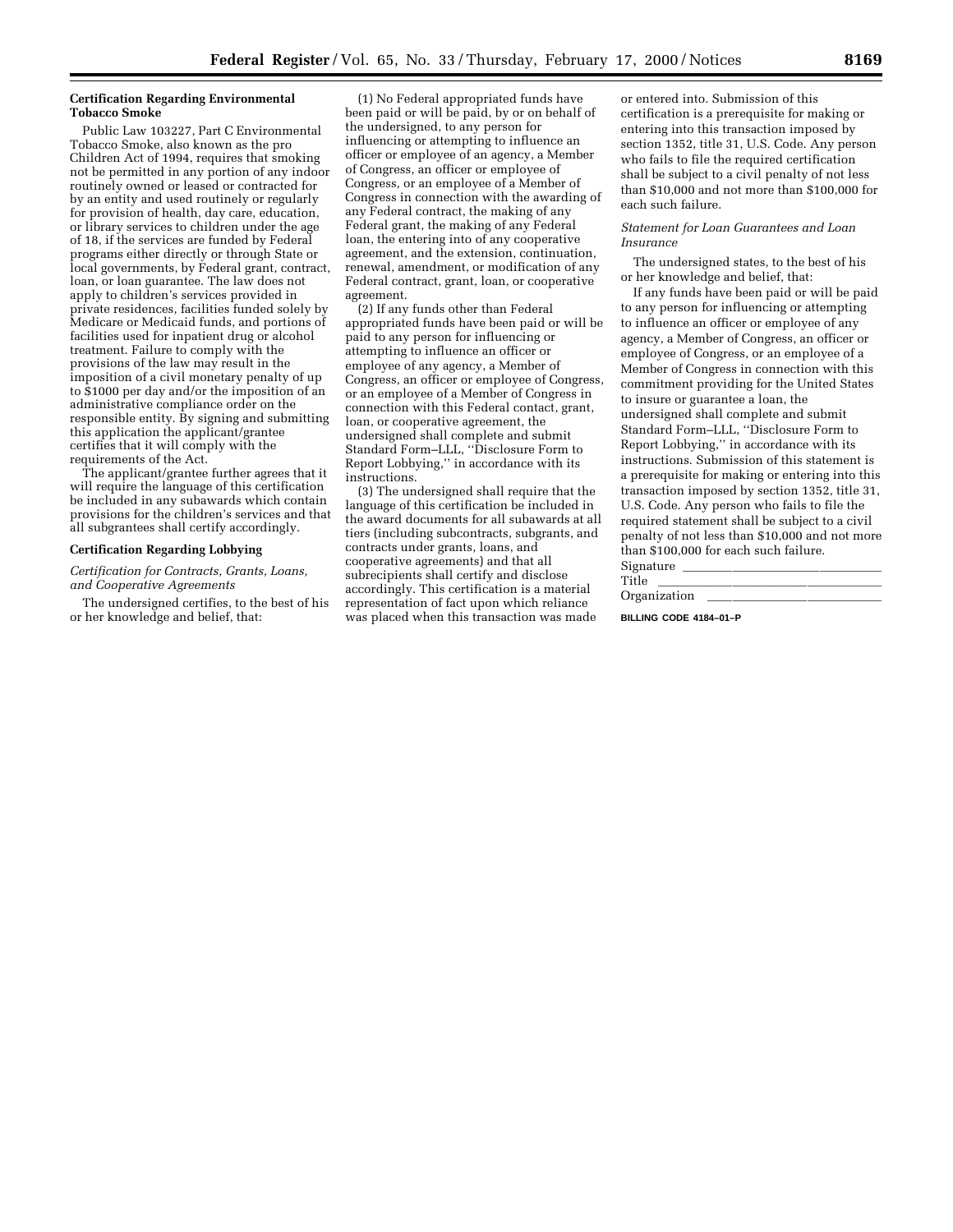**Certification Regarding Environmental Tobacco Smoke**

Public Law 103227, Part C Environmental Tobacco Smoke, also known as the pro Children Act of 1994, requires that smoking not be permitted in any portion of any indoor routinely owned or leased or contracted for by an entity and used routinely or regularly for provision of health, day care, education, or library services to children under the age of 18, if the services are funded by Federal programs either directly or through State or local governments, by Federal grant, contract, loan, or loan guarantee. The law does not apply to children's services provided in private residences, facilities funded solely by Medicare or Medicaid funds, and portions of facilities used for inpatient drug or alcohol treatment. Failure to comply with the provisions of the law may result in the imposition of a civil monetary penalty of up to $1000 per day and/or the imposition of an administrative compliance order on the responsible entity. By signing and submitting this application the applicant/grantee certifies that it will comply with the requirements of the Act.

The applicant/grantee further agrees that it will require the language of this certification be included in any subawards which contain provisions for the children's services and that all subgrantees shall certify accordingly.

**Certification Regarding Lobbying**

*Certification for Contracts, Grants, Loans, and Cooperative Agreements*

The undersigned certifies, to the best of his or her knowledge and belief, that:

(1) No Federal appropriated funds have been paid or will be paid, by or on behalf of the undersigned, to any person for influencing or attempting to influence an officer or employee of an agency, a Member of Congress, an officer or employee of Congress, or an employee of a Member of Congress in connection with the awarding of any Federal contract, the making of any Federal grant, the making of any Federal loan, the entering into of any cooperative agreement, and the extension, continuation, renewal, amendment, or modification of any Federal contract, grant, loan, or cooperative agreement.

(2) If any funds other than Federal appropriated funds have been paid or will be paid to any person for influencing or attempting to influence an officer or employee of any agency, a Member of Congress, an officer or employee of Congress, or an employee of a Member of Congress in connection with this Federal contact, grant, loan, or cooperative agreement, the undersigned shall complete and submit Standard Form–LLL, ''Disclosure Form to Report Lobbying,'' in accordance with its instructions.

(3) The undersigned shall require that the language of this certification be included in the award documents for all subawards at all tiers (including subcontracts, subgrants, and contracts under grants, loans, and cooperative agreements) and that all subrecipients shall certify and disclose accordingly. This certification is a material representation of fact upon which reliance was placed when this transaction was made or entered into. Submission of this certification is a prerequisite for making or entering into this transaction imposed by section 1352, title 31, U.S. Code. Any person who fails to file the required certification shall be subject to a civil penalty of not less than $10,000 and not more than $100,000 for each such failure.

*Statement for Loan Guarantees and Loan Insurance*

The undersigned states, to the best of his or her knowledge and belief, that:

If any funds have been paid or will be paid to any person for influencing or attempting to influence an officer or employee of any agency, a Member of Congress, an officer or employee of Congress, or an employee of a Member of Congress in connection with this commitment providing for the United States to insure or guarantee a loan, the undersigned shall complete and submit Standard Form–LLL, ''Disclosure Form to Report Lobbying,'' in accordance with its instructions. Submission of this statement is a prerequisite for making or entering into this transaction imposed by section 1352, title 31, U.S. Code. Any person who fails to file the required statement shall be subject to a civil penalty of not less than $10,000 and not more than $100,000 for each such failure.

Signature \_\_\_\_\_\_\_\_\_\_\_\_\_\_\_\_\_\_\_\_\_\_\_\_\_\_

Title \_\_\_\_\_\_\_\_\_\_\_\_\_\_\_\_\_\_\_\_\_\_\_\_\_\_

Organization \_\_\_\_\_\_\_\_\_\_\_\_\_\_\_\_\_\_\_\_\_\_\_\_\_\_

BILLING CODE 4184–01–P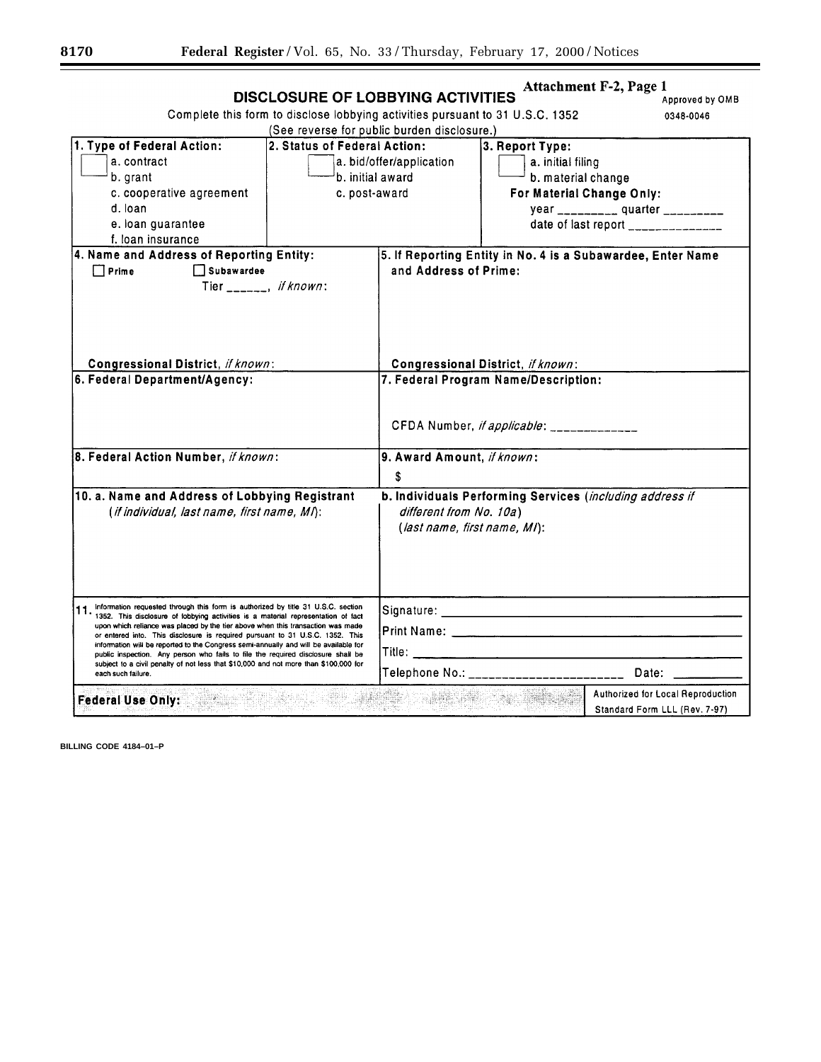**Attachment F-2, Page 1**

## DISCLOSURE OF LOBBYING ACTIVITIES

Approved by OMB 0348-0046

Complete this form to disclose lobbying activities pursuant to 31 U.S.C. 1352

(See reverse for public burden disclosure.)

| 1. Type of Federal Action: | 2. Status of Federal Action: | 3. Report Type: |
|---|---|---|
| ☐ a. contract<br>b. grant<br>c. cooperative agreement<br>d. loan<br>e. loan guarantee<br>f. loan insurance | ☐ a. bid/offer/application<br>b. initial award<br>c. post-award | ☐ a. initial filing<br>b. material change<br>**For Material Change Only:**<br>year _________ quarter _________<br>date of last report ______________ |

| 4. Name and Address of Reporting Entity: | 5. If Reporting Entity in No. 4 is a Subawardee, Enter Name and Address of Prime: |
|---|---|
| ☐ Prime ☐ Subawardee<br>Tier ______, *if known*:<br><br>**Congressional District,** *if known*: | <br><br><br>**Congressional District,** *if known*: |
| **6. Federal Department/Agency:** | **7. Federal Program Name/Description:**<br><br>CFDA Number, *if applicable*: _____________ |
| **8. Federal Action Number,** *if known*: | **9. Award Amount,** *if known*:<br>$ |
| **10. a. Name and Address of Lobbying Registrant** (*if individual, last name, first name, MI*): | **b. Individuals Performing Services** (*including address if different from No. 10a*) (*last name, first name, MI*): |
| 11. Information requested through this form is authorized by title 31 U.S.C. section 1352. This disclosure of lobbying activities is a material representation of fact upon which reliance was placed by the tier above when this transaction was made or entered into. This disclosure is required pursuant to 31 U.S.C. 1352. This information will be reported to the Congress semi-annually and will be available for public inspection. Any person who fails to file the required disclosure shall be subject to a civil penalty of not less that $10,000 and not more than $100,000 for each such failure. | Signature: _______________________<br>Print Name: _______________________<br>Title: _______________________<br>Telephone No.: _______________________ Date: __________ |
| **Federal Use Only:** | Authorized for Local Reproduction<br>Standard Form LLL (Rev. 7-97) |

BILLING CODE 4184–01–P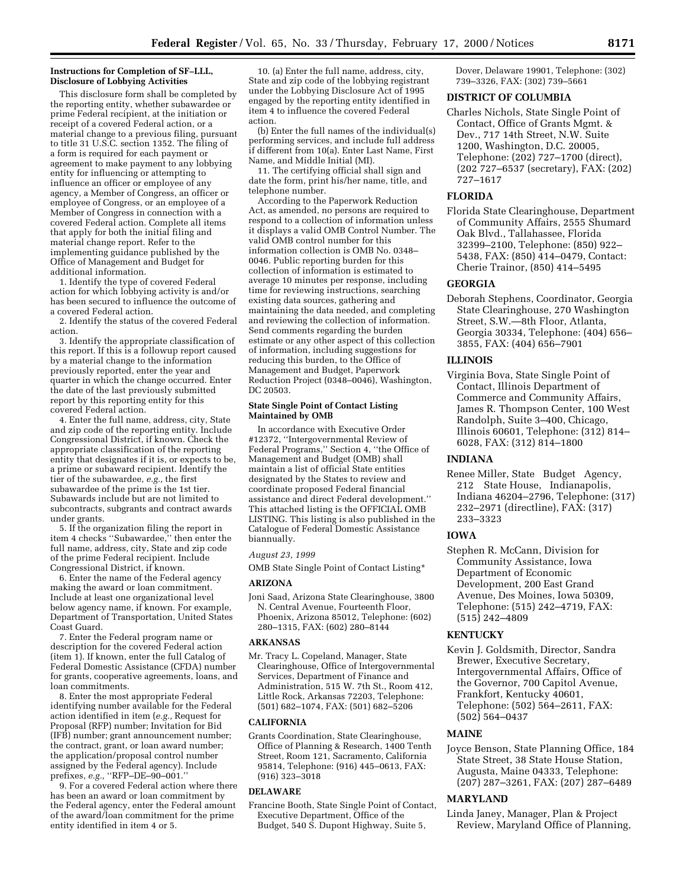**Instructions for Completion of SF–LLL, Disclosure of Lobbying Activities**

This disclosure form shall be completed by the reporting entity, whether subawardee or prime Federal recipient, at the initiation or receipt of a covered Federal action, or a material change to a previous filing, pursuant to title 31 U.S.C. section 1352. The filing of a form is required for each payment or agreement to make payment to any lobbying entity for influencing or attempting to influence an officer or employee of any agency, a Member of Congress, an officer or employee of Congress, or an employee of a Member of Congress in connection with a covered Federal action. Complete all items that apply for both the initial filing and material change report. Refer to the implementing guidance published by the Office of Management and Budget for additional information.

1. Identify the type of covered Federal action for which lobbying activity is and/or has been secured to influence the outcome of a covered Federal action.

2. Identify the status of the covered Federal action.

3. Identify the appropriate classification of this report. If this is a followup report caused by a material change to the information previously reported, enter the year and quarter in which the change occurred. Enter the date of the last previously submitted report by this reporting entity for this covered Federal action.

4. Enter the full name, address, city, State and zip code of the reporting entity. Include Congressional District, if known. Check the appropriate classification of the reporting entity that designates if it is, or expects to be, a prime or subaward recipient. Identify the tier of the subawardee, *e.g.,* the first subawardee of the prime is the 1st tier. Subawards include but are not limited to subcontracts, subgrants and contract awards under grants.

5. If the organization filing the report in item 4 checks ''Subawardee,'' then enter the full name, address, city, State and zip code of the prime Federal recipient. Include Congressional District, if known.

6. Enter the name of the Federal agency making the award or loan commitment. Include at least one organizational level below agency name, if known. For example, Department of Transportation, United States Coast Guard.

7. Enter the Federal program name or description for the covered Federal action (item 1). If known, enter the full Catalog of Federal Domestic Assistance (CFDA) number for grants, cooperative agreements, loans, and loan commitments.

8. Enter the most appropriate Federal identifying number available for the Federal action identified in item (*e.g.,* Request for Proposal (RFP) number; Invitation for Bid (IFB) number; grant announcement number; the contract, grant, or loan award number; the application/proposal control number assigned by the Federal agency). Include prefixes, *e.g.,* ''RFP–DE–90–001.''

9. For a covered Federal action where there has been an award or loan commitment by the Federal agency, enter the Federal amount of the award/loan commitment for the prime entity identified in item 4 or 5.

10. (a) Enter the full name, address, city, State and zip code of the lobbying registrant under the Lobbying Disclosure Act of 1995 engaged by the reporting entity identified in item 4 to influence the covered Federal action.

(b) Enter the full names of the individual(s) performing services, and include full address if different from 10(a). Enter Last Name, First Name, and Middle Initial (MI).

11. The certifying official shall sign and date the form, print his/her name, title, and telephone number.

According to the Paperwork Reduction Act, as amended, no persons are required to respond to a collection of information unless it displays a valid OMB Control Number. The valid OMB control number for this information collection is OMB No. 0348–0046. Public reporting burden for this collection of information is estimated to average 10 minutes per response, including time for reviewing instructions, searching existing data sources, gathering and maintaining the data needed, and completing and reviewing the collection of information. Send comments regarding the burden estimate or any other aspect of this collection of information, including suggestions for reducing this burden, to the Office of Management and Budget, Paperwork Reduction Project (0348–0046), Washington, DC 20503.

**State Single Point of Contact Listing Maintained by OMB**

In accordance with Executive Order #12372, ''Intergovernmental Review of Federal Programs,'' Section 4, ''the Office of Management and Budget (OMB) shall maintain a list of official State entities designated by the States to review and coordinate proposed Federal financial assistance and direct Federal development.'' This attached listing is the OFFICIAL OMB LISTING. This listing is also published in the Catalogue of Federal Domestic Assistance biannually.

*August 23, 1999*

OMB State Single Point of Contact Listing*

**ARIZONA**

Joni Saad, Arizona State Clearinghouse, 3800 N. Central Avenue, Fourteenth Floor, Phoenix, Arizona 85012, Telephone: (602) 280–1315, FAX: (602) 280–8144

**ARKANSAS**

Mr. Tracy L. Copeland, Manager, State Clearinghouse, Office of Intergovernmental Services, Department of Finance and Administration, 515 W. 7th St., Room 412, Little Rock, Arkansas 72203, Telephone: (501) 682–1074, FAX: (501) 682–5206

**CALIFORNIA**

Grants Coordination, State Clearinghouse, Office of Planning & Research, 1400 Tenth Street, Room 121, Sacramento, California 95814, Telephone: (916) 445–0613, FAX: (916) 323–3018

**DELAWARE**

Francine Booth, State Single Point of Contact, Executive Department, Office of the Budget, 540 S. Dupont Highway, Suite 5, Dover, Delaware 19901, Telephone: (302) 739–3326, FAX: (302) 739–5661

**DISTRICT OF COLUMBIA**

Charles Nichols, State Single Point of Contact, Office of Grants Mgmt. & Dev., 717 14th Street, N.W. Suite 1200, Washington, D.C. 20005, Telephone: (202) 727–1700 (direct), (202 727–6537 (secretary), FAX: (202) 727–1617

**FLORIDA**

Florida State Clearinghouse, Department of Community Affairs, 2555 Shumard Oak Blvd., Tallahassee, Florida 32399–2100, Telephone: (850) 922–5438, FAX: (850) 414–0479, Contact: Cherie Trainor, (850) 414–5495

**GEORGIA**

Deborah Stephens, Coordinator, Georgia State Clearinghouse, 270 Washington Street, S.W.—8th Floor, Atlanta, Georgia 30334, Telephone: (404) 656–3855, FAX: (404) 656–7901

**ILLINOIS**

Virginia Bova, State Single Point of Contact, Illinois Department of Commerce and Community Affairs, James R. Thompson Center, 100 West Randolph, Suite 3–400, Chicago, Illinois 60601, Telephone: (312) 814–6028, FAX: (312) 814–1800

**INDIANA**

Renee Miller, State Budget Agency, 212 State House, Indianapolis, Indiana 46204–2796, Telephone: (317) 232–2971 (directline), FAX: (317) 233–3323

**IOWA**

Stephen R. McCann, Division for Community Assistance, Iowa Department of Economic Development, 200 East Grand Avenue, Des Moines, Iowa 50309, Telephone: (515) 242–4719, FAX: (515) 242–4809

**KENTUCKY**

Kevin J. Goldsmith, Director, Sandra Brewer, Executive Secretary, Intergovernmental Affairs, Office of the Governor, 700 Capitol Avenue, Frankfort, Kentucky 40601, Telephone: (502) 564–2611, FAX: (502) 564–0437

**MAINE**

Joyce Benson, State Planning Office, 184 State Street, 38 State House Station, Augusta, Maine 04333, Telephone: (207) 287–3261, FAX: (207) 287–6489

**MARYLAND**

Linda Janey, Manager, Plan & Project Review, Maryland Office of Planning,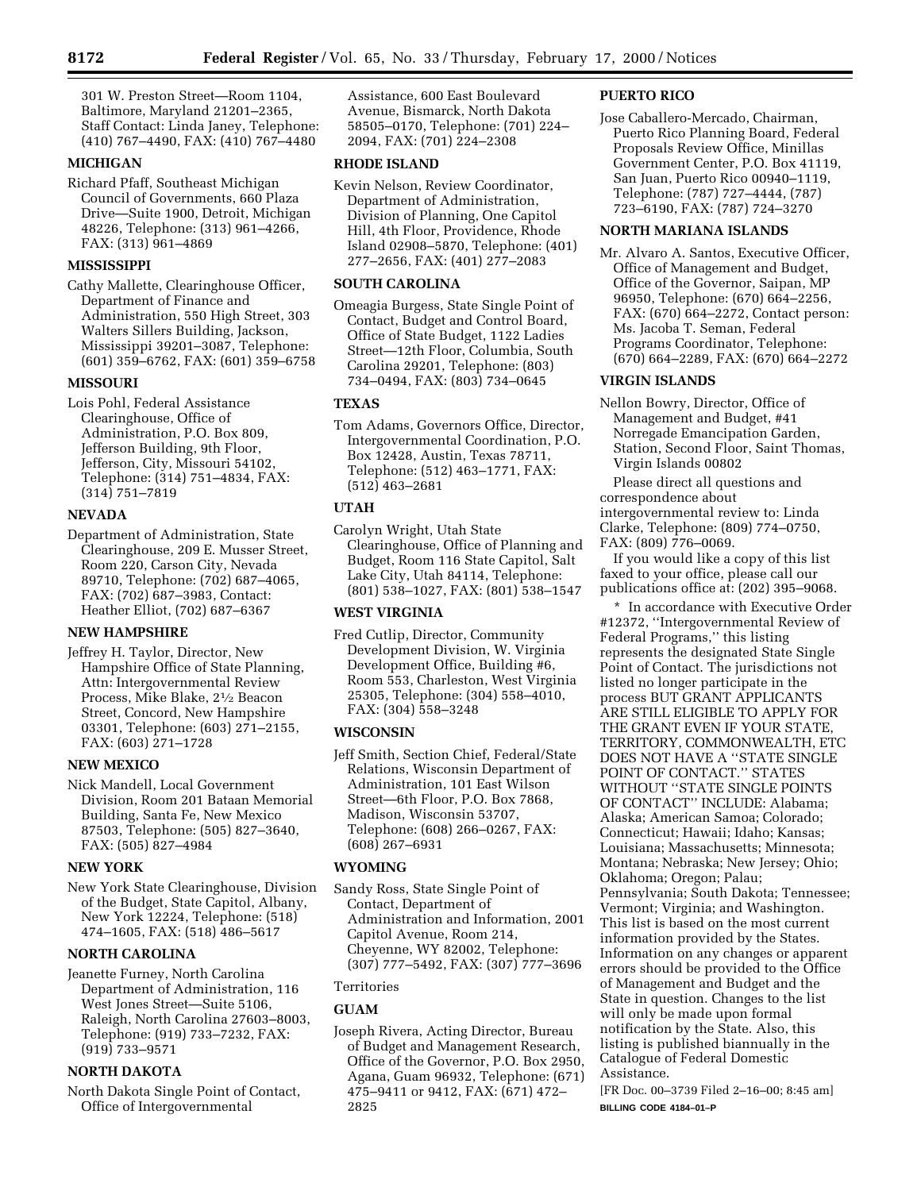301 W. Preston Street—Room 1104, Baltimore, Maryland 21201–2365, Staff Contact: Linda Janey, Telephone: (410) 767–4490, FAX: (410) 767–4480

### MICHIGAN

Richard Pfaff, Southeast Michigan Council of Governments, 660 Plaza Drive—Suite 1900, Detroit, Michigan 48226, Telephone: (313) 961–4266, FAX: (313) 961–4869

### MISSISSIPPI

Cathy Mallette, Clearinghouse Officer, Department of Finance and Administration, 550 High Street, 303 Walters Sillers Building, Jackson, Mississippi 39201–3087, Telephone: (601) 359–6762, FAX: (601) 359–6758

### MISSOURI

Lois Pohl, Federal Assistance Clearinghouse, Office of Administration, P.O. Box 809, Jefferson Building, 9th Floor, Jefferson, City, Missouri 54102, Telephone: (314) 751–4834, FAX: (314) 751–7819

### NEVADA

Department of Administration, State Clearinghouse, 209 E. Musser Street, Room 220, Carson City, Nevada 89710, Telephone: (702) 687–4065, FAX: (702) 687–3983, Contact: Heather Elliot, (702) 687–6367

### NEW HAMPSHIRE

Jeffrey H. Taylor, Director, New Hampshire Office of State Planning, Attn: Intergovernmental Review Process, Mike Blake, 2½ Beacon Street, Concord, New Hampshire 03301, Telephone: (603) 271–2155, FAX: (603) 271–1728

### NEW MEXICO

Nick Mandell, Local Government Division, Room 201 Bataan Memorial Building, Santa Fe, New Mexico 87503, Telephone: (505) 827–3640, FAX: (505) 827–4984

### NEW YORK

New York State Clearinghouse, Division of the Budget, State Capitol, Albany, New York 12224, Telephone: (518) 474–1605, FAX: (518) 486–5617

### NORTH CAROLINA

Jeanette Furney, North Carolina Department of Administration, 116 West Jones Street—Suite 5106, Raleigh, North Carolina 27603–8003, Telephone: (919) 733–7232, FAX: (919) 733–9571

### NORTH DAKOTA

North Dakota Single Point of Contact, Office of Intergovernmental Assistance, 600 East Boulevard Avenue, Bismarck, North Dakota 58505–0170, Telephone: (701) 224–2094, FAX: (701) 224–2308

### RHODE ISLAND

Kevin Nelson, Review Coordinator, Department of Administration, Division of Planning, One Capitol Hill, 4th Floor, Providence, Rhode Island 02908–5870, Telephone: (401) 277–2656, FAX: (401) 277–2083

### SOUTH CAROLINA

Omeagia Burgess, State Single Point of Contact, Budget and Control Board, Office of State Budget, 1122 Ladies Street—12th Floor, Columbia, South Carolina 29201, Telephone: (803) 734–0494, FAX: (803) 734–0645

### TEXAS

Tom Adams, Governors Office, Director, Intergovernmental Coordination, P.O. Box 12428, Austin, Texas 78711, Telephone: (512) 463–1771, FAX: (512) 463–2681

### UTAH

Carolyn Wright, Utah State Clearinghouse, Office of Planning and Budget, Room 116 State Capitol, Salt Lake City, Utah 84114, Telephone: (801) 538–1027, FAX: (801) 538–1547

### WEST VIRGINIA

Fred Cutlip, Director, Community Development Division, W. Virginia Development Office, Building #6, Room 553, Charleston, West Virginia 25305, Telephone: (304) 558–4010, FAX: (304) 558–3248

### WISCONSIN

Jeff Smith, Section Chief, Federal/State Relations, Wisconsin Department of Administration, 101 East Wilson Street—6th Floor, P.O. Box 7868, Madison, Wisconsin 53707, Telephone: (608) 266–0267, FAX: (608) 267–6931

### WYOMING

Sandy Ross, State Single Point of Contact, Department of Administration and Information, 2001 Capitol Avenue, Room 214, Cheyenne, WY 82002, Telephone: (307) 777–5492, FAX: (307) 777–3696

Territories

### GUAM

Joseph Rivera, Acting Director, Bureau of Budget and Management Research, Office of the Governor, P.O. Box 2950, Agana, Guam 96932, Telephone: (671) 475–9411 or 9412, FAX: (671) 472–2825

### PUERTO RICO

Jose Caballero-Mercado, Chairman, Puerto Rico Planning Board, Federal Proposals Review Office, Minillas Government Center, P.O. Box 41119, San Juan, Puerto Rico 00940–1119, Telephone: (787) 727–4444, (787) 723–6190, FAX: (787) 724–3270

### NORTH MARIANA ISLANDS

Mr. Alvaro A. Santos, Executive Officer, Office of Management and Budget, Office of the Governor, Saipan, MP 96950, Telephone: (670) 664–2256, FAX: (670) 664–2272, Contact person: Ms. Jacoba T. Seman, Federal Programs Coordinator, Telephone: (670) 664–2289, FAX: (670) 664–2272

### VIRGIN ISLANDS

Nellon Bowry, Director, Office of Management and Budget, #41 Norregade Emancipation Garden, Station, Second Floor, Saint Thomas, Virgin Islands 00802

Please direct all questions and correspondence about intergovernmental review to: Linda Clarke, Telephone: (809) 774–0750, FAX: (809) 776–0069.

If you would like a copy of this list faxed to your office, please call our publications office at: (202) 395–9068.

* In accordance with Executive Order #12372, ''Intergovernmental Review of Federal Programs,'' this listing represents the designated State Single Point of Contact. The jurisdictions not listed no longer participate in the process BUT GRANT APPLICANTS ARE STILL ELIGIBLE TO APPLY FOR THE GRANT EVEN IF YOUR STATE, TERRITORY, COMMONWEALTH, ETC DOES NOT HAVE A ''STATE SINGLE POINT OF CONTACT.'' STATES WITHOUT ''STATE SINGLE POINTS OF CONTACT'' INCLUDE: Alabama; Alaska; American Samoa; Colorado; Connecticut; Hawaii; Idaho; Kansas; Louisiana; Massachusetts; Minnesota; Montana; Nebraska; New Jersey; Ohio; Oklahoma; Oregon; Palau; Pennsylvania; South Dakota; Tennessee; Vermont; Virginia; and Washington. This list is based on the most current information provided by the States. Information on any changes or apparent errors should be provided to the Office of Management and Budget and the State in question. Changes to the list will only be made upon formal notification by the State. Also, this listing is published biannually in the Catalogue of Federal Domestic Assistance.

[FR Doc. 00–3739 Filed 2–16–00; 8:45 am]

**BILLING CODE 4184–01–P**